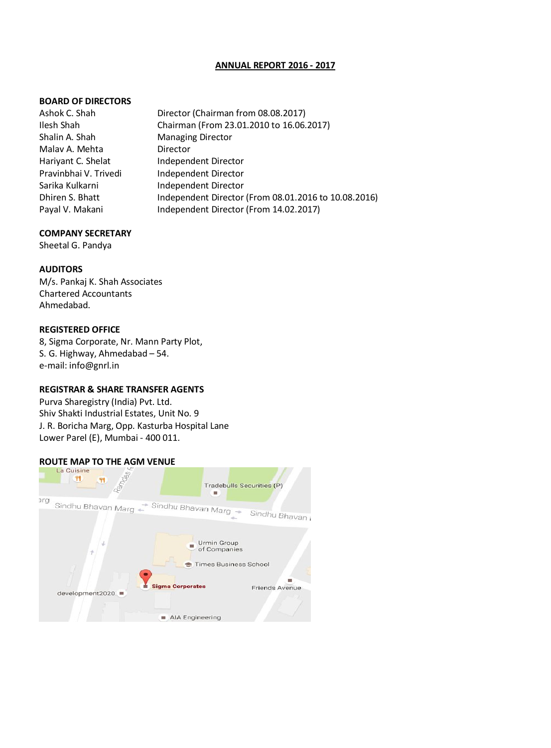# ANNUAL REPORT 2016 - 2017

**BOARD OF DIRECTORS**

| | |
|---|---|
| Ashok C. Shah | Director (Chairman from 08.08.2017) |
| Ilesh Shah | Chairman (From 23.01.2010 to 16.06.2017) |
| Shalin A. Shah | Managing Director |
| Malav A. Mehta | Director |
| Hariyant C. Shelat | Independent Director |
| Pravinbhai V. Trivedi | Independent Director |
| Sarika Kulkarni | Independent Director |
| Dhiren S. Bhatt | Independent Director (From 08.01.2016 to 10.08.2016) |
| Payal V. Makani | Independent Director (From 14.02.2017) |

**COMPANY SECRETARY**
Sheetal G. Pandya

**AUDITORS**
M/s. Pankaj K. Shah Associates
Chartered Accountants
Ahmedabad.

**REGISTERED OFFICE**
8, Sigma Corporate, Nr. Mann Party Plot,
S. G. Highway, Ahmedabad – 54.
e-mail: info@gnrl.in

**REGISTRAR & SHARE TRANSFER AGENTS**
Purva Sharegistry (India) Pvt. Ltd.
Shiv Shakti Industrial Estates, Unit No. 9
J. R. Boricha Marg, Opp. Kasturba Hospital Lane
Lower Parel (E), Mumbai - 400 011.

**ROUTE MAP TO THE AGM VENUE**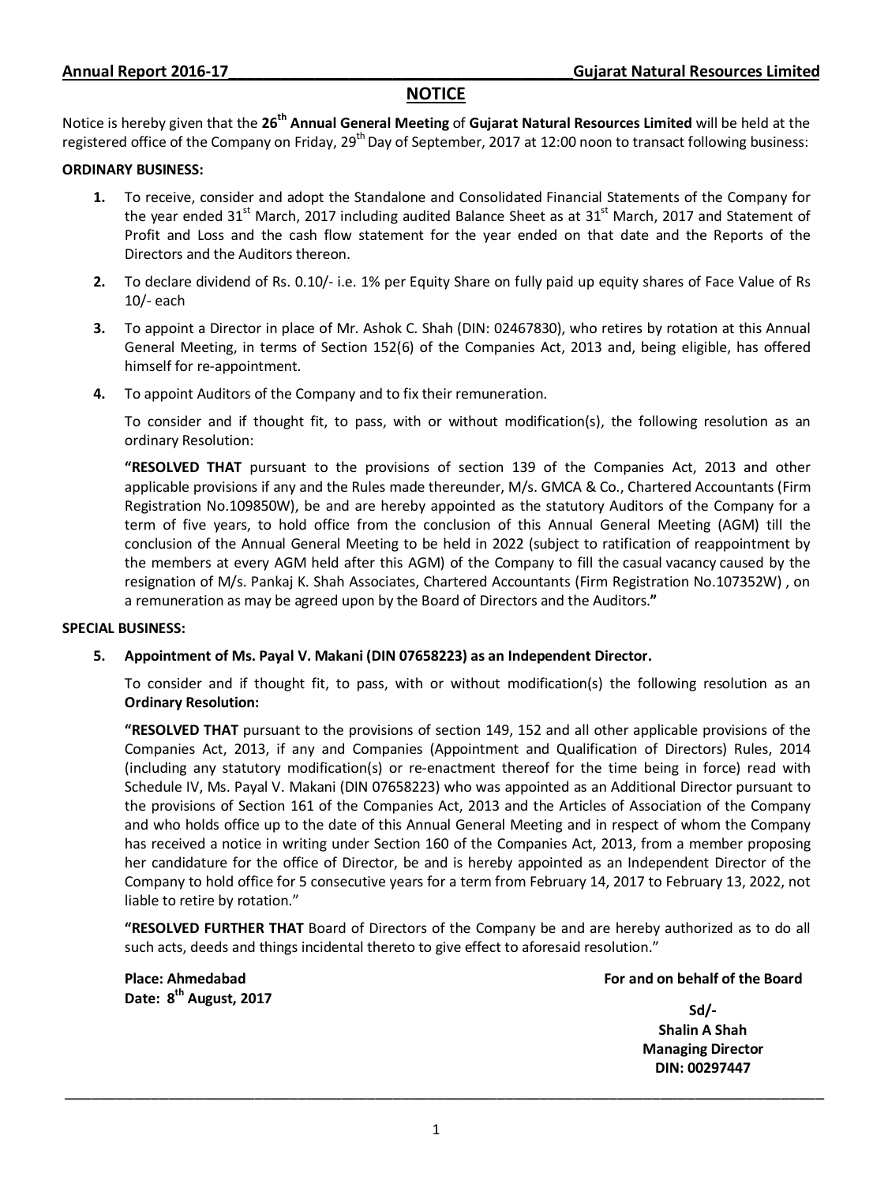## NOTICE

Notice is hereby given that the **26th Annual General Meeting** of **Gujarat Natural Resources Limited** will be held at the registered office of the Company on Friday, 29th Day of September, 2017 at 12:00 noon to transact following business:

**ORDINARY BUSINESS:**

1. To receive, consider and adopt the Standalone and Consolidated Financial Statements of the Company for the year ended 31st March, 2017 including audited Balance Sheet as at 31st March, 2017 and Statement of Profit and Loss and the cash flow statement for the year ended on that date and the Reports of the Directors and the Auditors thereon.

2. To declare dividend of Rs. 0.10/- i.e. 1% per Equity Share on fully paid up equity shares of Face Value of Rs 10/- each

3. To appoint a Director in place of Mr. Ashok C. Shah (DIN: 02467830), who retires by rotation at this Annual General Meeting, in terms of Section 152(6) of the Companies Act, 2013 and, being eligible, has offered himself for re-appointment.

4. To appoint Auditors of the Company and to fix their remuneration.

   To consider and if thought fit, to pass, with or without modification(s), the following resolution as an ordinary Resolution:

   **"RESOLVED THAT** pursuant to the provisions of section 139 of the Companies Act, 2013 and other applicable provisions if any and the Rules made thereunder, M/s. GMCA & Co., Chartered Accountants (Firm Registration No.109850W), be and are hereby appointed as the statutory Auditors of the Company for a term of five years, to hold office from the conclusion of this Annual General Meeting (AGM) till the conclusion of the Annual General Meeting to be held in 2022 (subject to ratification of reappointment by the members at every AGM held after this AGM) of the Company to fill the casual vacancy caused by the resignation of M/s. Pankaj K. Shah Associates, Chartered Accountants (Firm Registration No.107352W) , on a remuneration as may be agreed upon by the Board of Directors and the Auditors.**"**

**SPECIAL BUSINESS:**

5. **Appointment of Ms. Payal V. Makani (DIN 07658223) as an Independent Director.**

   To consider and if thought fit, to pass, with or without modification(s) the following resolution as an **Ordinary Resolution:**

   **"RESOLVED THAT** pursuant to the provisions of section 149, 152 and all other applicable provisions of the Companies Act, 2013, if any and Companies (Appointment and Qualification of Directors) Rules, 2014 (including any statutory modification(s) or re-enactment thereof for the time being in force) read with Schedule IV, Ms. Payal V. Makani (DIN 07658223) who was appointed as an Additional Director pursuant to the provisions of Section 161 of the Companies Act, 2013 and the Articles of Association of the Company and who holds office up to the date of this Annual General Meeting and in respect of whom the Company has received a notice in writing under Section 160 of the Companies Act, 2013, from a member proposing her candidature for the office of Director, be and is hereby appointed as an Independent Director of the Company to hold office for 5 consecutive years for a term from February 14, 2017 to February 13, 2022, not liable to retire by rotation."

   **"RESOLVED FURTHER THAT** Board of Directors of the Company be and are hereby authorized as to do all such acts, deeds and things incidental thereto to give effect to aforesaid resolution."

**Place: Ahmedabad**
**Date: 8th August, 2017**

**For and on behalf of the Board**

**Sd/-**
**Shalin A Shah**
**Managing Director**
**DIN: 00297447**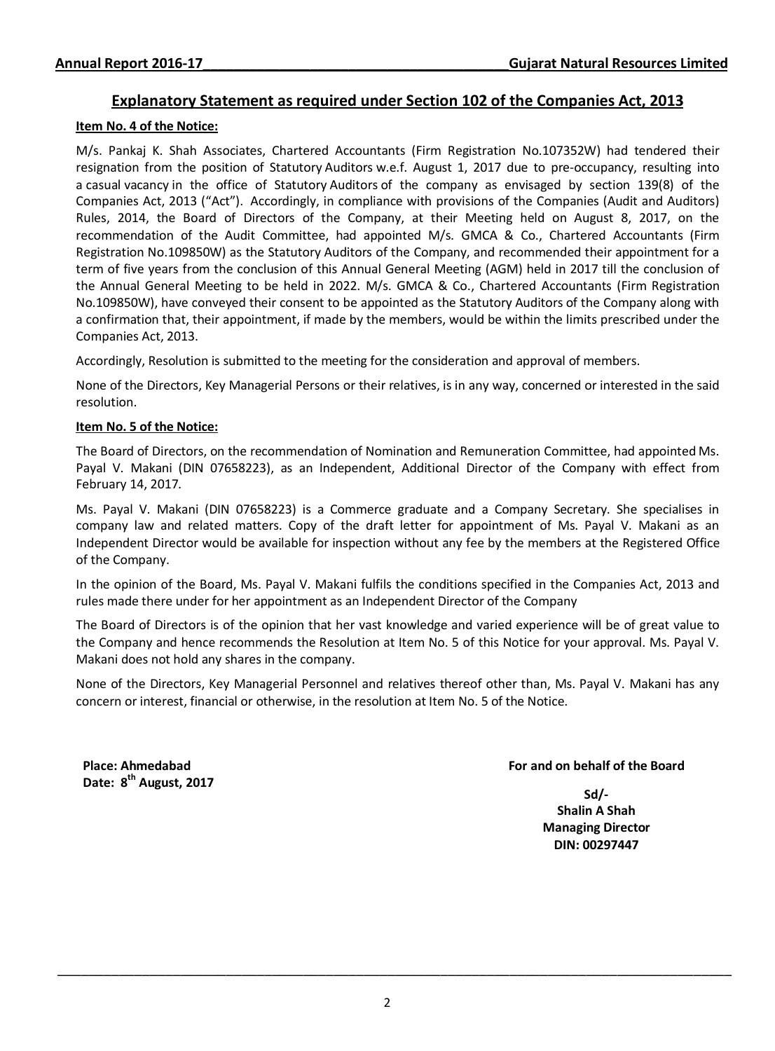## Explanatory Statement as required under Section 102 of the Companies Act, 2013

**Item No. 4 of the Notice:**

M/s. Pankaj K. Shah Associates, Chartered Accountants (Firm Registration No.107352W) had tendered their resignation from the position of Statutory Auditors w.e.f. August 1, 2017 due to pre-occupancy, resulting into a casual vacancy in the office of Statutory Auditors of the company as envisaged by section 139(8) of the Companies Act, 2013 ("Act"). Accordingly, in compliance with provisions of the Companies (Audit and Auditors) Rules, 2014, the Board of Directors of the Company, at their Meeting held on August 8, 2017, on the recommendation of the Audit Committee, had appointed M/s. GMCA & Co., Chartered Accountants (Firm Registration No.109850W) as the Statutory Auditors of the Company, and recommended their appointment for a term of five years from the conclusion of this Annual General Meeting (AGM) held in 2017 till the conclusion of the Annual General Meeting to be held in 2022. M/s. GMCA & Co., Chartered Accountants (Firm Registration No.109850W), have conveyed their consent to be appointed as the Statutory Auditors of the Company along with a confirmation that, their appointment, if made by the members, would be within the limits prescribed under the Companies Act, 2013.

Accordingly, Resolution is submitted to the meeting for the consideration and approval of members.

None of the Directors, Key Managerial Persons or their relatives, is in any way, concerned or interested in the said resolution.

**Item No. 5 of the Notice:**

The Board of Directors, on the recommendation of Nomination and Remuneration Committee, had appointed Ms. Payal V. Makani (DIN 07658223), as an Independent, Additional Director of the Company with effect from February 14, 2017.

Ms. Payal V. Makani (DIN 07658223) is a Commerce graduate and a Company Secretary. She specialises in company law and related matters. Copy of the draft letter for appointment of Ms. Payal V. Makani as an Independent Director would be available for inspection without any fee by the members at the Registered Office of the Company.

In the opinion of the Board, Ms. Payal V. Makani fulfils the conditions specified in the Companies Act, 2013 and rules made there under for her appointment as an Independent Director of the Company

The Board of Directors is of the opinion that her vast knowledge and varied experience will be of great value to the Company and hence recommends the Resolution at Item No. 5 of this Notice for your approval. Ms. Payal V. Makani does not hold any shares in the company.

None of the Directors, Key Managerial Personnel and relatives thereof other than, Ms. Payal V. Makani has any concern or interest, financial or otherwise, in the resolution at Item No. 5 of the Notice.

**Place: Ahmedabad**
**Date: 8th August, 2017**

**For and on behalf of the Board**

**Sd/-**
**Shalin A Shah**
**Managing Director**
**DIN: 00297447**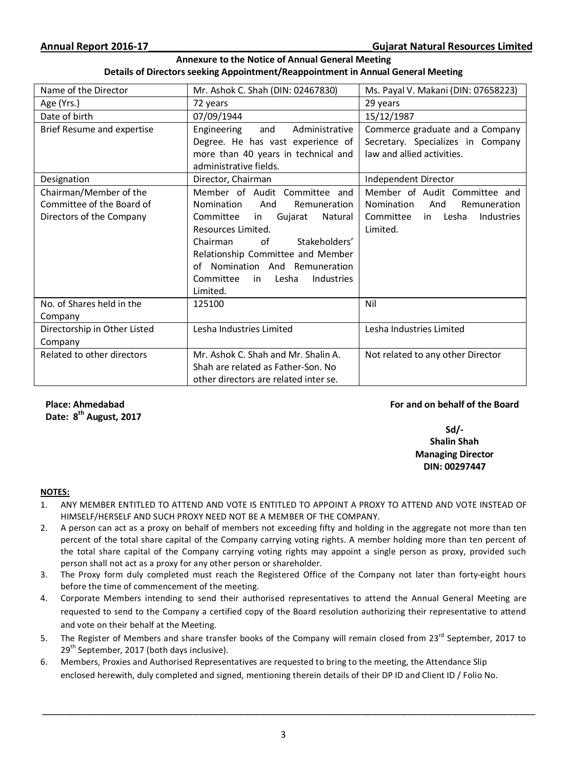## Annexure to the Notice of Annual General Meeting

### Details of Directors seeking Appointment/Reappointment in Annual General Meeting

| Name of the Director | Mr. Ashok C. Shah (DIN: 02467830) | Ms. Payal V. Makani (DIN: 07658223) |
|---|---|---|
| Age (Yrs.) | 72 years | 29 years |
| Date of birth | 07/09/1944 | 15/12/1987 |
| Brief Resume and expertise | Engineering and Administrative Degree. He has vast experience of more than 40 years in technical and administrative fields. | Commerce graduate and a Company Secretary. Specializes in Company law and allied activities. |
| Designation | Director, Chairman | Independent Director |
| Chairman/Member of the Committee of the Board of Directors of the Company | Member of Audit Committee and Nomination And Remuneration Committee in Gujarat Natural Resources Limited. Chairman of Stakeholders' Relationship Committee and Member of Nomination And Remuneration Committee in Lesha Industries Limited. | Member of Audit Committee and Nomination And Remuneration Committee in Lesha Industries Limited. |
| No. of Shares held in the Company | 125100 | Nil |
| Directorship in Other Listed Company | Lesha Industries Limited | Lesha Industries Limited |
| Related to other directors | Mr. Ashok C. Shah and Mr. Shalin A. Shah are related as Father-Son. No other directors are related inter se. | Not related to any other Director |

**Place: Ahmedabad**
**Date: 8th August, 2017**

**For and on behalf of the Board**

**Sd/-**
**Shalin Shah**
**Managing Director**
**DIN: 00297447**

**NOTES:**

1. ANY MEMBER ENTITLED TO ATTEND AND VOTE IS ENTITLED TO APPOINT A PROXY TO ATTEND AND VOTE INSTEAD OF HIMSELF/HERSELF AND SUCH PROXY NEED NOT BE A MEMBER OF THE COMPANY.
2. A person can act as a proxy on behalf of members not exceeding fifty and holding in the aggregate not more than ten percent of the total share capital of the Company carrying voting rights. A member holding more than ten percent of the total share capital of the Company carrying voting rights may appoint a single person as proxy, provided such person shall not act as a proxy for any other person or shareholder.
3. The Proxy form duly completed must reach the Registered Office of the Company not later than forty-eight hours before the time of commencement of the meeting.
4. Corporate Members intending to send their authorised representatives to attend the Annual General Meeting are requested to send to the Company a certified copy of the Board resolution authorizing their representative to attend and vote on their behalf at the Meeting.
5. The Register of Members and share transfer books of the Company will remain closed from 23rd September, 2017 to 29th September, 2017 (both days inclusive).
6. Members, Proxies and Authorised Representatives are requested to bring to the meeting, the Attendance Slip enclosed herewith, duly completed and signed, mentioning therein details of their DP ID and Client ID / Folio No.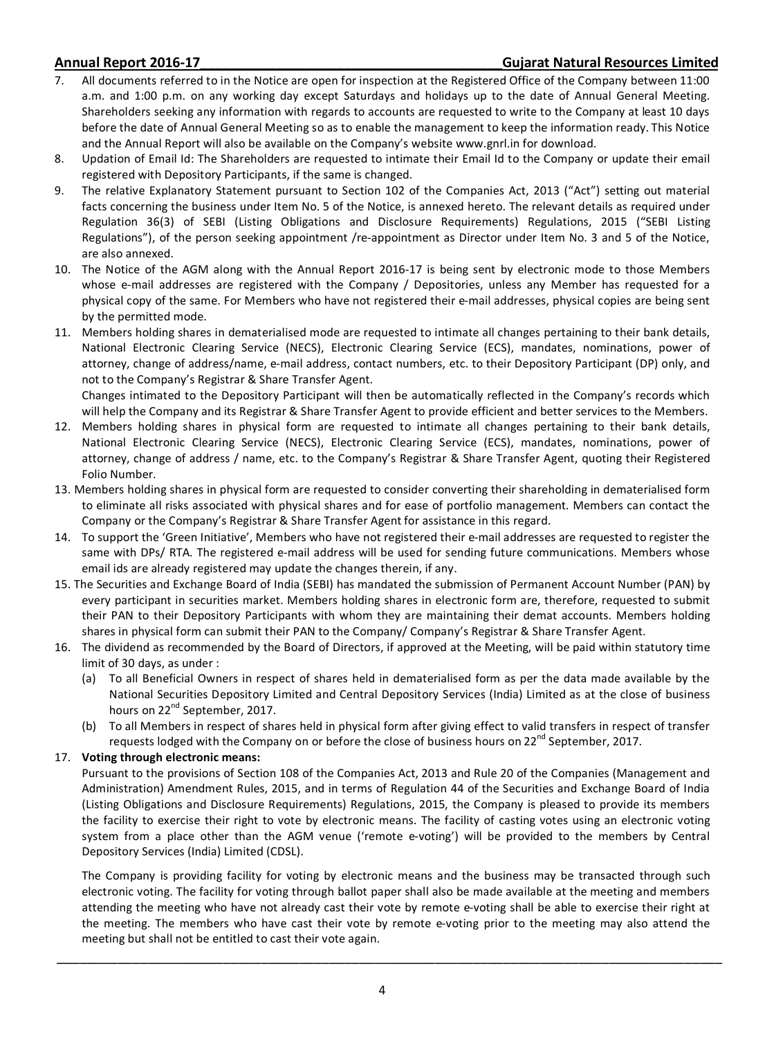7. All documents referred to in the Notice are open for inspection at the Registered Office of the Company between 11:00 a.m. and 1:00 p.m. on any working day except Saturdays and holidays up to the date of Annual General Meeting. Shareholders seeking any information with regards to accounts are requested to write to the Company at least 10 days before the date of Annual General Meeting so as to enable the management to keep the information ready. This Notice and the Annual Report will also be available on the Company's website www.gnrl.in for download.
8. Updation of Email Id: The Shareholders are requested to intimate their Email Id to the Company or update their email registered with Depository Participants, if the same is changed.
9. The relative Explanatory Statement pursuant to Section 102 of the Companies Act, 2013 ("Act") setting out material facts concerning the business under Item No. 5 of the Notice, is annexed hereto. The relevant details as required under Regulation 36(3) of SEBI (Listing Obligations and Disclosure Requirements) Regulations, 2015 ("SEBI Listing Regulations"), of the person seeking appointment /re-appointment as Director under Item No. 3 and 5 of the Notice, are also annexed.
10. The Notice of the AGM along with the Annual Report 2016-17 is being sent by electronic mode to those Members whose e-mail addresses are registered with the Company / Depositories, unless any Member has requested for a physical copy of the same. For Members who have not registered their e-mail addresses, physical copies are being sent by the permitted mode.
11. Members holding shares in dematerialised mode are requested to intimate all changes pertaining to their bank details, National Electronic Clearing Service (NECS), Electronic Clearing Service (ECS), mandates, nominations, power of attorney, change of address/name, e-mail address, contact numbers, etc. to their Depository Participant (DP) only, and not to the Company's Registrar & Share Transfer Agent.

    Changes intimated to the Depository Participant will then be automatically reflected in the Company's records which will help the Company and its Registrar & Share Transfer Agent to provide efficient and better services to the Members.
12. Members holding shares in physical form are requested to intimate all changes pertaining to their bank details, National Electronic Clearing Service (NECS), Electronic Clearing Service (ECS), mandates, nominations, power of attorney, change of address / name, etc. to the Company's Registrar & Share Transfer Agent, quoting their Registered Folio Number.
13. Members holding shares in physical form are requested to consider converting their shareholding in dematerialised form to eliminate all risks associated with physical shares and for ease of portfolio management. Members can contact the Company or the Company's Registrar & Share Transfer Agent for assistance in this regard.
14. To support the 'Green Initiative', Members who have not registered their e-mail addresses are requested to register the same with DPs/ RTA. The registered e-mail address will be used for sending future communications. Members whose email ids are already registered may update the changes therein, if any.
15. The Securities and Exchange Board of India (SEBI) has mandated the submission of Permanent Account Number (PAN) by every participant in securities market. Members holding shares in electronic form are, therefore, requested to submit their PAN to their Depository Participants with whom they are maintaining their demat accounts. Members holding shares in physical form can submit their PAN to the Company/ Company's Registrar & Share Transfer Agent.
16. The dividend as recommended by the Board of Directors, if approved at the Meeting, will be paid within statutory time limit of 30 days, as under :
    (a) To all Beneficial Owners in respect of shares held in dematerialised form as per the data made available by the National Securities Depository Limited and Central Depository Services (India) Limited as at the close of business hours on 22nd September, 2017.
    (b) To all Members in respect of shares held in physical form after giving effect to valid transfers in respect of transfer requests lodged with the Company on or before the close of business hours on 22nd September, 2017.
17. **Voting through electronic means:**

    Pursuant to the provisions of Section 108 of the Companies Act, 2013 and Rule 20 of the Companies (Management and Administration) Amendment Rules, 2015, and in terms of Regulation 44 of the Securities and Exchange Board of India (Listing Obligations and Disclosure Requirements) Regulations, 2015, the Company is pleased to provide its members the facility to exercise their right to vote by electronic means. The facility of casting votes using an electronic voting system from a place other than the AGM venue ('remote e-voting') will be provided to the members by Central Depository Services (India) Limited (CDSL).

    The Company is providing facility for voting by electronic means and the business may be transacted through such electronic voting. The facility for voting through ballot paper shall also be made available at the meeting and members attending the meeting who have not already cast their vote by remote e-voting shall be able to exercise their right at the meeting. The members who have cast their vote by remote e-voting prior to the meeting may also attend the meeting but shall not be entitled to cast their vote again.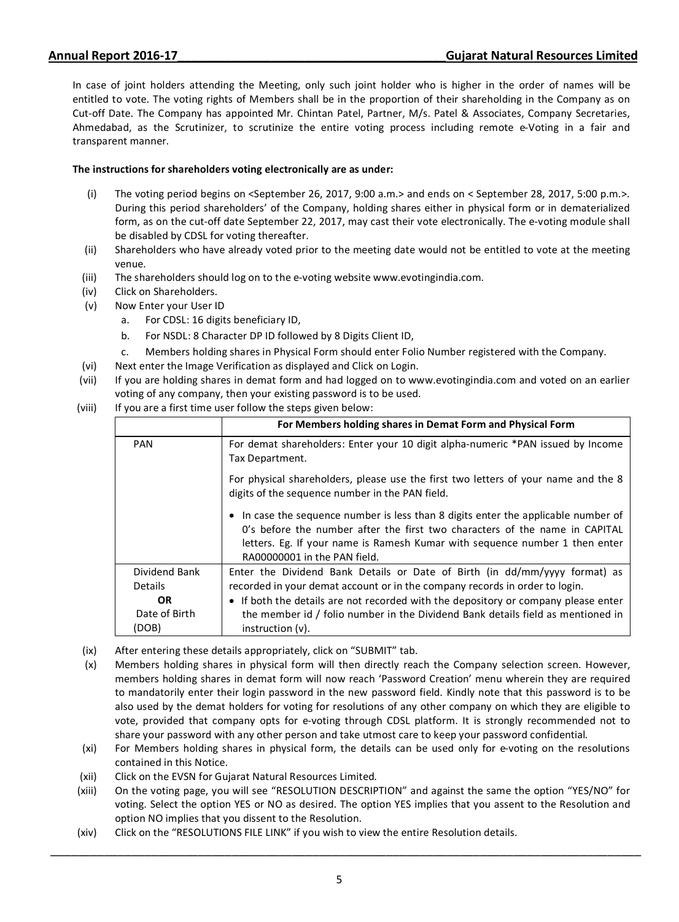In case of joint holders attending the Meeting, only such joint holder who is higher in the order of names will be entitled to vote. The voting rights of Members shall be in the proportion of their shareholding in the Company as on Cut-off Date. The Company has appointed Mr. Chintan Patel, Partner, M/s. Patel & Associates, Company Secretaries, Ahmedabad, as the Scrutinizer, to scrutinize the entire voting process including remote e-Voting in a fair and transparent manner.

**The instructions for shareholders voting electronically are as under:**

(i) The voting period begins on <September 26, 2017, 9:00 a.m.> and ends on < September 28, 2017, 5:00 p.m.>. During this period shareholders' of the Company, holding shares either in physical form or in dematerialized form, as on the cut-off date September 22, 2017, may cast their vote electronically. The e-voting module shall be disabled by CDSL for voting thereafter.

(ii) Shareholders who have already voted prior to the meeting date would not be entitled to vote at the meeting venue.

(iii) The shareholders should log on to the e-voting website www.evotingindia.com.

(iv) Click on Shareholders.

(v) Now Enter your User ID
  a. For CDSL: 16 digits beneficiary ID,
  b. For NSDL: 8 Character DP ID followed by 8 Digits Client ID,
  c. Members holding shares in Physical Form should enter Folio Number registered with the Company.

(vi) Next enter the Image Verification as displayed and Click on Login.

(vii) If you are holding shares in demat form and had logged on to www.evotingindia.com and voted on an earlier voting of any company, then your existing password is to be used.

(viii) If you are a first time user follow the steps given below:

| | **For Members holding shares in Demat Form and Physical Form** |
|---|---|
| PAN | For demat shareholders: Enter your 10 digit alpha-numeric *PAN issued by Income Tax Department.<br><br>For physical shareholders, please use the first two letters of your name and the 8 digits of the sequence number in the PAN field.<br><br>• In case the sequence number is less than 8 digits enter the applicable number of 0's before the number after the first two characters of the name in CAPITAL letters. Eg. If your name is Ramesh Kumar with sequence number 1 then enter RA00000001 in the PAN field. |
| Dividend Bank Details **OR** Date of Birth (DOB) | Enter the Dividend Bank Details or Date of Birth (in dd/mm/yyyy format) as recorded in your demat account or in the company records in order to login.<br>• If both the details are not recorded with the depository or company please enter the member id / folio number in the Dividend Bank details field as mentioned in instruction (v). |

(ix) After entering these details appropriately, click on "SUBMIT" tab.

(x) Members holding shares in physical form will then directly reach the Company selection screen. However, members holding shares in demat form will now reach 'Password Creation' menu wherein they are required to mandatorily enter their login password in the new password field. Kindly note that this password is to be also used by the demat holders for voting for resolutions of any other company on which they are eligible to vote, provided that company opts for e-voting through CDSL platform. It is strongly recommended not to share your password with any other person and take utmost care to keep your password confidential.

(xi) For Members holding shares in physical form, the details can be used only for e-voting on the resolutions contained in this Notice.

(xii) Click on the EVSN for Gujarat Natural Resources Limited.

(xiii) On the voting page, you will see "RESOLUTION DESCRIPTION" and against the same the option "YES/NO" for voting. Select the option YES or NO as desired. The option YES implies that you assent to the Resolution and option NO implies that you dissent to the Resolution.

(xiv) Click on the "RESOLUTIONS FILE LINK" if you wish to view the entire Resolution details.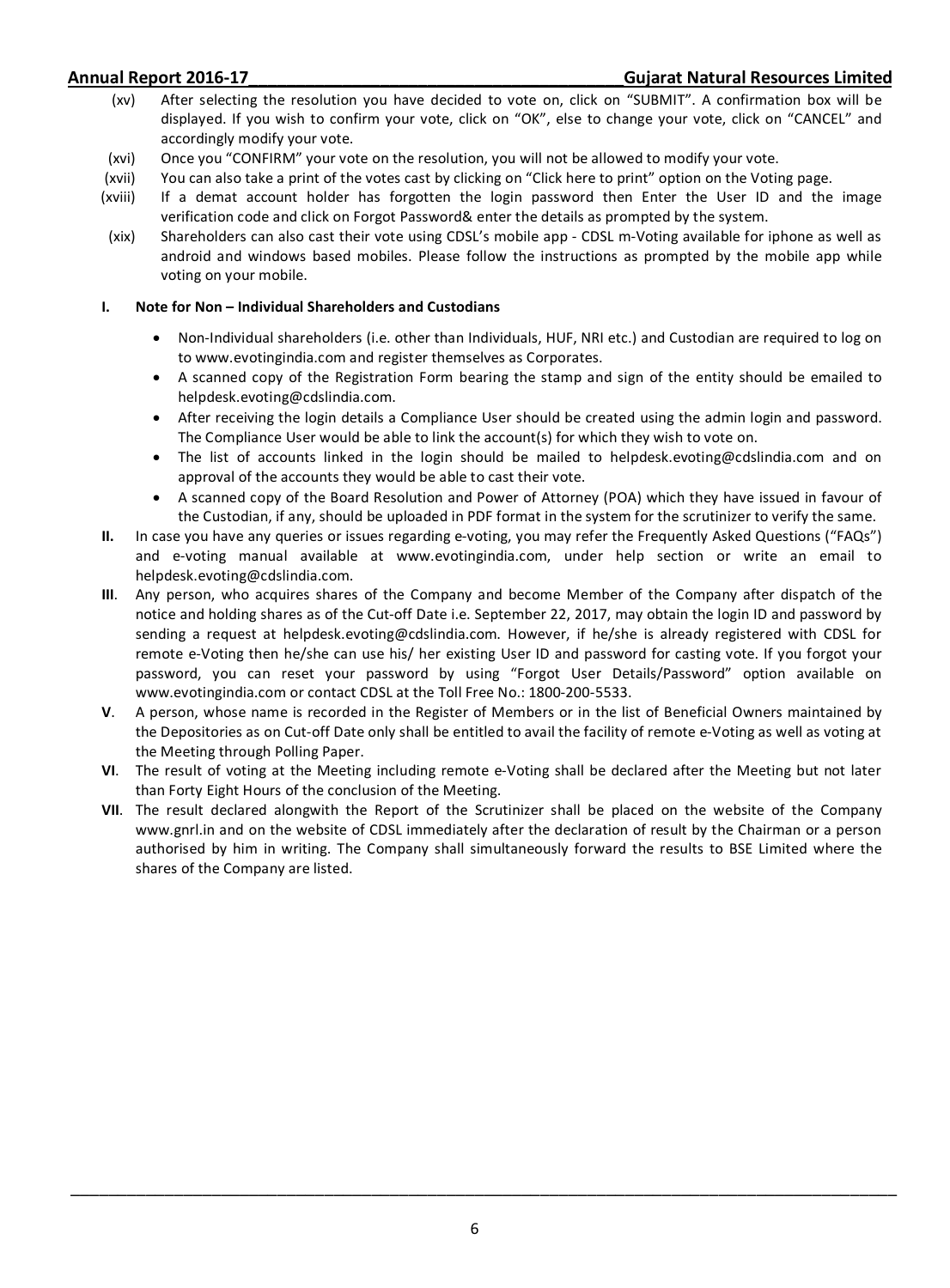(xv) After selecting the resolution you have decided to vote on, click on "SUBMIT". A confirmation box will be displayed. If you wish to confirm your vote, click on "OK", else to change your vote, click on "CANCEL" and accordingly modify your vote.

(xvi) Once you "CONFIRM" your vote on the resolution, you will not be allowed to modify your vote.

(xvii) You can also take a print of the votes cast by clicking on "Click here to print" option on the Voting page.

(xviii) If a demat account holder has forgotten the login password then Enter the User ID and the image verification code and click on Forgot Password& enter the details as prompted by the system.

(xix) Shareholders can also cast their vote using CDSL's mobile app - CDSL m-Voting available for iphone as well as android and windows based mobiles. Please follow the instructions as prompted by the mobile app while voting on your mobile.

**I. Note for Non – Individual Shareholders and Custodians**

- Non-Individual shareholders (i.e. other than Individuals, HUF, NRI etc.) and Custodian are required to log on to www.evotingindia.com and register themselves as Corporates.
- A scanned copy of the Registration Form bearing the stamp and sign of the entity should be emailed to helpdesk.evoting@cdslindia.com.
- After receiving the login details a Compliance User should be created using the admin login and password. The Compliance User would be able to link the account(s) for which they wish to vote on.
- The list of accounts linked in the login should be mailed to helpdesk.evoting@cdslindia.com and on approval of the accounts they would be able to cast their vote.
- A scanned copy of the Board Resolution and Power of Attorney (POA) which they have issued in favour of the Custodian, if any, should be uploaded in PDF format in the system for the scrutinizer to verify the same.

**II.** In case you have any queries or issues regarding e-voting, you may refer the Frequently Asked Questions ("FAQs") and e-voting manual available at www.evotingindia.com, under help section or write an email to helpdesk.evoting@cdslindia.com.

**III**. Any person, who acquires shares of the Company and become Member of the Company after dispatch of the notice and holding shares as of the Cut-off Date i.e. September 22, 2017, may obtain the login ID and password by sending a request at helpdesk.evoting@cdslindia.com. However, if he/she is already registered with CDSL for remote e-Voting then he/she can use his/ her existing User ID and password for casting vote. If you forgot your password, you can reset your password by using "Forgot User Details/Password" option available on www.evotingindia.com or contact CDSL at the Toll Free No.: 1800-200-5533.

**V**. A person, whose name is recorded in the Register of Members or in the list of Beneficial Owners maintained by the Depositories as on Cut-off Date only shall be entitled to avail the facility of remote e-Voting as well as voting at the Meeting through Polling Paper.

**VI**. The result of voting at the Meeting including remote e-Voting shall be declared after the Meeting but not later than Forty Eight Hours of the conclusion of the Meeting.

**VII**. The result declared alongwith the Report of the Scrutinizer shall be placed on the website of the Company www.gnrl.in and on the website of CDSL immediately after the declaration of result by the Chairman or a person authorised by him in writing. The Company shall simultaneously forward the results to BSE Limited where the shares of the Company are listed.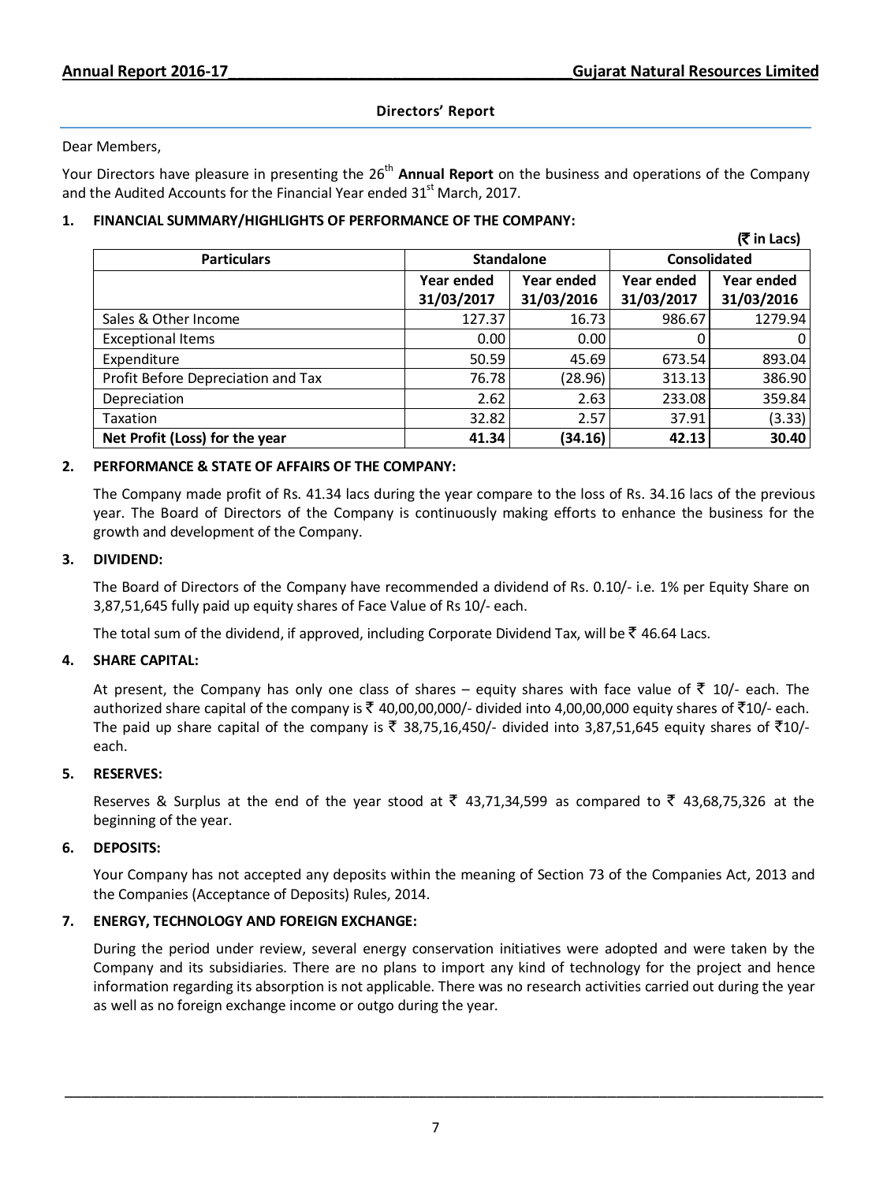## Directors' Report

Dear Members,

Your Directors have pleasure in presenting the 26th **Annual Report** on the business and operations of the Company and the Audited Accounts for the Financial Year ended 31st March, 2017.

### 1. FINANCIAL SUMMARY/HIGHLIGHTS OF PERFORMANCE OF THE COMPANY:

**(₹ in Lacs)**

| Particulars | Standalone | | Consolidated | |
|---|---|---|---|---|
| | Year ended 31/03/2017 | Year ended 31/03/2016 | Year ended 31/03/2017 | Year ended 31/03/2016 |
| Sales & Other Income | 127.37 | 16.73 | 986.67 | 1279.94 |
| Exceptional Items | 0.00 | 0.00 | 0 | 0 |
| Expenditure | 50.59 | 45.69 | 673.54 | 893.04 |
| Profit Before Depreciation and Tax | 76.78 | (28.96) | 313.13 | 386.90 |
| Depreciation | 2.62 | 2.63 | 233.08 | 359.84 |
| Taxation | 32.82 | 2.57 | 37.91 | (3.33) |
| **Net Profit (Loss) for the year** | **41.34** | **(34.16)** | **42.13** | **30.40** |

### 2. PERFORMANCE & STATE OF AFFAIRS OF THE COMPANY:

The Company made profit of Rs. 41.34 lacs during the year compare to the loss of Rs. 34.16 lacs of the previous year. The Board of Directors of the Company is continuously making efforts to enhance the business for the growth and development of the Company.

### 3. DIVIDEND:

The Board of Directors of the Company have recommended a dividend of Rs. 0.10/- i.e. 1% per Equity Share on 3,87,51,645 fully paid up equity shares of Face Value of Rs 10/- each.

The total sum of the dividend, if approved, including Corporate Dividend Tax, will be ₹ 46.64 Lacs.

### 4. SHARE CAPITAL:

At present, the Company has only one class of shares – equity shares with face value of ₹ 10/- each. The authorized share capital of the company is ₹ 40,00,00,000/- divided into 4,00,00,000 equity shares of ₹10/- each. The paid up share capital of the company is ₹ 38,75,16,450/- divided into 3,87,51,645 equity shares of ₹10/- each.

### 5. RESERVES:

Reserves & Surplus at the end of the year stood at ₹ 43,71,34,599 as compared to ₹ 43,68,75,326 at the beginning of the year.

### 6. DEPOSITS:

Your Company has not accepted any deposits within the meaning of Section 73 of the Companies Act, 2013 and the Companies (Acceptance of Deposits) Rules, 2014.

### 7. ENERGY, TECHNOLOGY AND FOREIGN EXCHANGE:

During the period under review, several energy conservation initiatives were adopted and were taken by the Company and its subsidiaries. There are no plans to import any kind of technology for the project and hence information regarding its absorption is not applicable. There was no research activities carried out during the year as well as no foreign exchange income or outgo during the year.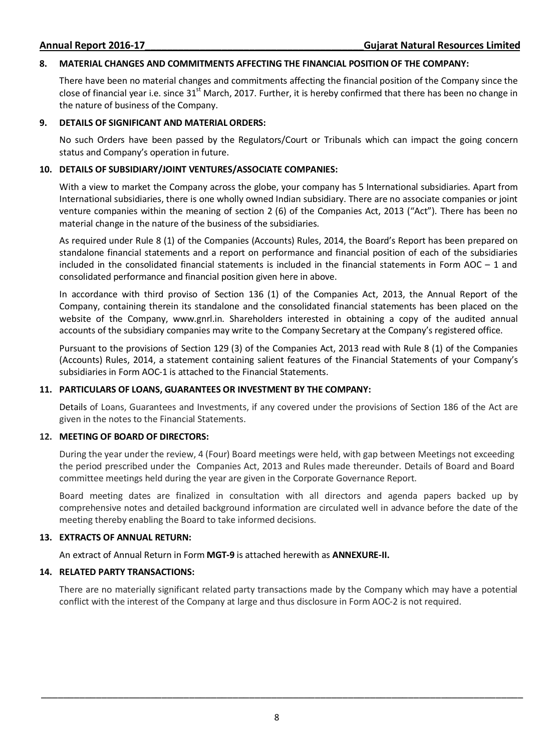## 8. MATERIAL CHANGES AND COMMITMENTS AFFECTING THE FINANCIAL POSITION OF THE COMPANY:

There have been no material changes and commitments affecting the financial position of the Company since the close of financial year i.e. since 31st March, 2017. Further, it is hereby confirmed that there has been no change in the nature of business of the Company.

## 9. DETAILS OF SIGNIFICANT AND MATERIAL ORDERS:

No such Orders have been passed by the Regulators/Court or Tribunals which can impact the going concern status and Company's operation in future.

## 10. DETAILS OF SUBSIDIARY/JOINT VENTURES/ASSOCIATE COMPANIES:

With a view to market the Company across the globe, your company has 5 International subsidiaries. Apart from International subsidiaries, there is one wholly owned Indian subsidiary. There are no associate companies or joint venture companies within the meaning of section 2 (6) of the Companies Act, 2013 ("Act"). There has been no material change in the nature of the business of the subsidiaries.

As required under Rule 8 (1) of the Companies (Accounts) Rules, 2014, the Board's Report has been prepared on standalone financial statements and a report on performance and financial position of each of the subsidiaries included in the consolidated financial statements is included in the financial statements in Form AOC – 1 and consolidated performance and financial position given here in above.

In accordance with third proviso of Section 136 (1) of the Companies Act, 2013, the Annual Report of the Company, containing therein its standalone and the consolidated financial statements has been placed on the website of the Company, www.gnrl.in. Shareholders interested in obtaining a copy of the audited annual accounts of the subsidiary companies may write to the Company Secretary at the Company's registered office.

Pursuant to the provisions of Section 129 (3) of the Companies Act, 2013 read with Rule 8 (1) of the Companies (Accounts) Rules, 2014, a statement containing salient features of the Financial Statements of your Company's subsidiaries in Form AOC-1 is attached to the Financial Statements.

## 11. PARTICULARS OF LOANS, GUARANTEES OR INVESTMENT BY THE COMPANY:

Details of Loans, Guarantees and Investments, if any covered under the provisions of Section 186 of the Act are given in the notes to the Financial Statements.

## 12. MEETING OF BOARD OF DIRECTORS:

During the year under the review, 4 (Four) Board meetings were held, with gap between Meetings not exceeding the period prescribed under the Companies Act, 2013 and Rules made thereunder. Details of Board and Board committee meetings held during the year are given in the Corporate Governance Report.

Board meeting dates are finalized in consultation with all directors and agenda papers backed up by comprehensive notes and detailed background information are circulated well in advance before the date of the meeting thereby enabling the Board to take informed decisions.

## 13. EXTRACTS OF ANNUAL RETURN:

An extract of Annual Return in Form **MGT-9** is attached herewith as **ANNEXURE-II.**

## 14. RELATED PARTY TRANSACTIONS:

There are no materially significant related party transactions made by the Company which may have a potential conflict with the interest of the Company at large and thus disclosure in Form AOC-2 is not required.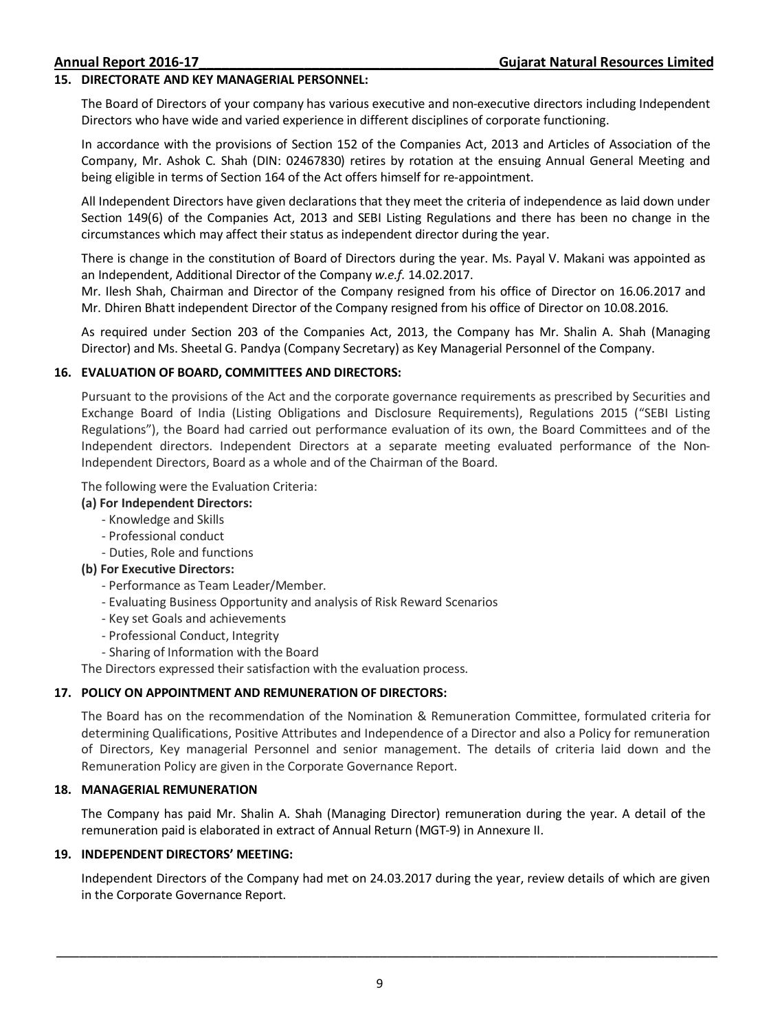## 15. DIRECTORATE AND KEY MANAGERIAL PERSONNEL:

The Board of Directors of your company has various executive and non-executive directors including Independent Directors who have wide and varied experience in different disciplines of corporate functioning.

In accordance with the provisions of Section 152 of the Companies Act, 2013 and Articles of Association of the Company, Mr. Ashok C. Shah (DIN: 02467830) retires by rotation at the ensuing Annual General Meeting and being eligible in terms of Section 164 of the Act offers himself for re-appointment.

All Independent Directors have given declarations that they meet the criteria of independence as laid down under Section 149(6) of the Companies Act, 2013 and SEBI Listing Regulations and there has been no change in the circumstances which may affect their status as independent director during the year.

There is change in the constitution of Board of Directors during the year. Ms. Payal V. Makani was appointed as an Independent, Additional Director of the Company *w.e.f.* 14.02.2017.

Mr. Ilesh Shah, Chairman and Director of the Company resigned from his office of Director on 16.06.2017 and Mr. Dhiren Bhatt independent Director of the Company resigned from his office of Director on 10.08.2016.

As required under Section 203 of the Companies Act, 2013, the Company has Mr. Shalin A. Shah (Managing Director) and Ms. Sheetal G. Pandya (Company Secretary) as Key Managerial Personnel of the Company.

## 16. EVALUATION OF BOARD, COMMITTEES AND DIRECTORS:

Pursuant to the provisions of the Act and the corporate governance requirements as prescribed by Securities and Exchange Board of India (Listing Obligations and Disclosure Requirements), Regulations 2015 ("SEBI Listing Regulations"), the Board had carried out performance evaluation of its own, the Board Committees and of the Independent directors. Independent Directors at a separate meeting evaluated performance of the Non-Independent Directors, Board as a whole and of the Chairman of the Board.

The following were the Evaluation Criteria:

**(a) For Independent Directors:**

- Knowledge and Skills
- Professional conduct
- Duties, Role and functions

**(b) For Executive Directors:**

- Performance as Team Leader/Member.
- Evaluating Business Opportunity and analysis of Risk Reward Scenarios
- Key set Goals and achievements
- Professional Conduct, Integrity
- Sharing of Information with the Board

The Directors expressed their satisfaction with the evaluation process.

## 17. POLICY ON APPOINTMENT AND REMUNERATION OF DIRECTORS:

The Board has on the recommendation of the Nomination & Remuneration Committee, formulated criteria for determining Qualifications, Positive Attributes and Independence of a Director and also a Policy for remuneration of Directors, Key managerial Personnel and senior management. The details of criteria laid down and the Remuneration Policy are given in the Corporate Governance Report.

## 18. MANAGERIAL REMUNERATION

The Company has paid Mr. Shalin A. Shah (Managing Director) remuneration during the year. A detail of the remuneration paid is elaborated in extract of Annual Return (MGT-9) in Annexure II.

## 19. INDEPENDENT DIRECTORS' MEETING:

Independent Directors of the Company had met on 24.03.2017 during the year, review details of which are given in the Corporate Governance Report.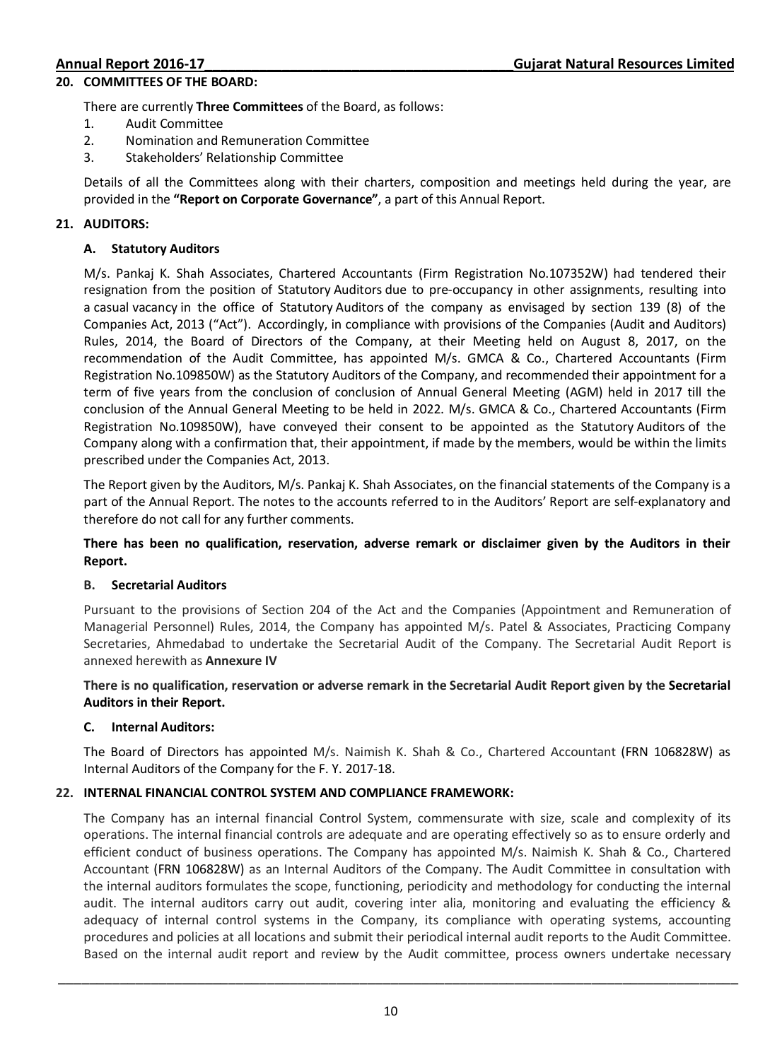## 20. COMMITTEES OF THE BOARD:

There are currently **Three Committees** of the Board, as follows:

1. Audit Committee
2. Nomination and Remuneration Committee
3. Stakeholders' Relationship Committee

Details of all the Committees along with their charters, composition and meetings held during the year, are provided in the **"Report on Corporate Governance"**, a part of this Annual Report.

## 21. AUDITORS:

### A. Statutory Auditors

M/s. Pankaj K. Shah Associates, Chartered Accountants (Firm Registration No.107352W) had tendered their resignation from the position of Statutory Auditors due to pre-occupancy in other assignments, resulting into a casual vacancy in the office of Statutory Auditors of the company as envisaged by section 139 (8) of the Companies Act, 2013 ("Act"). Accordingly, in compliance with provisions of the Companies (Audit and Auditors) Rules, 2014, the Board of Directors of the Company, at their Meeting held on August 8, 2017, on the recommendation of the Audit Committee, has appointed M/s. GMCA & Co., Chartered Accountants (Firm Registration No.109850W) as the Statutory Auditors of the Company, and recommended their appointment for a term of five years from the conclusion of conclusion of Annual General Meeting (AGM) held in 2017 till the conclusion of the Annual General Meeting to be held in 2022. M/s. GMCA & Co., Chartered Accountants (Firm Registration No.109850W), have conveyed their consent to be appointed as the Statutory Auditors of the Company along with a confirmation that, their appointment, if made by the members, would be within the limits prescribed under the Companies Act, 2013.

The Report given by the Auditors, M/s. Pankaj K. Shah Associates, on the financial statements of the Company is a part of the Annual Report. The notes to the accounts referred to in the Auditors' Report are self-explanatory and therefore do not call for any further comments.

**There has been no qualification, reservation, adverse remark or disclaimer given by the Auditors in their Report.**

### B. Secretarial Auditors

Pursuant to the provisions of Section 204 of the Act and the Companies (Appointment and Remuneration of Managerial Personnel) Rules, 2014, the Company has appointed M/s. Patel & Associates, Practicing Company Secretaries, Ahmedabad to undertake the Secretarial Audit of the Company. The Secretarial Audit Report is annexed herewith as **Annexure IV**

**There is no qualification, reservation or adverse remark in the Secretarial Audit Report given by the Secretarial Auditors in their Report.**

### C. Internal Auditors:

The Board of Directors has appointed M/s. Naimish K. Shah & Co., Chartered Accountant (FRN 106828W) as Internal Auditors of the Company for the F. Y. 2017-18.

## 22. INTERNAL FINANCIAL CONTROL SYSTEM AND COMPLIANCE FRAMEWORK:

The Company has an internal financial Control System, commensurate with size, scale and complexity of its operations. The internal financial controls are adequate and are operating effectively so as to ensure orderly and efficient conduct of business operations. The Company has appointed M/s. Naimish K. Shah & Co., Chartered Accountant (FRN 106828W) as an Internal Auditors of the Company. The Audit Committee in consultation with the internal auditors formulates the scope, functioning, periodicity and methodology for conducting the internal audit. The internal auditors carry out audit, covering inter alia, monitoring and evaluating the efficiency & adequacy of internal control systems in the Company, its compliance with operating systems, accounting procedures and policies at all locations and submit their periodical internal audit reports to the Audit Committee. Based on the internal audit report and review by the Audit committee, process owners undertake necessary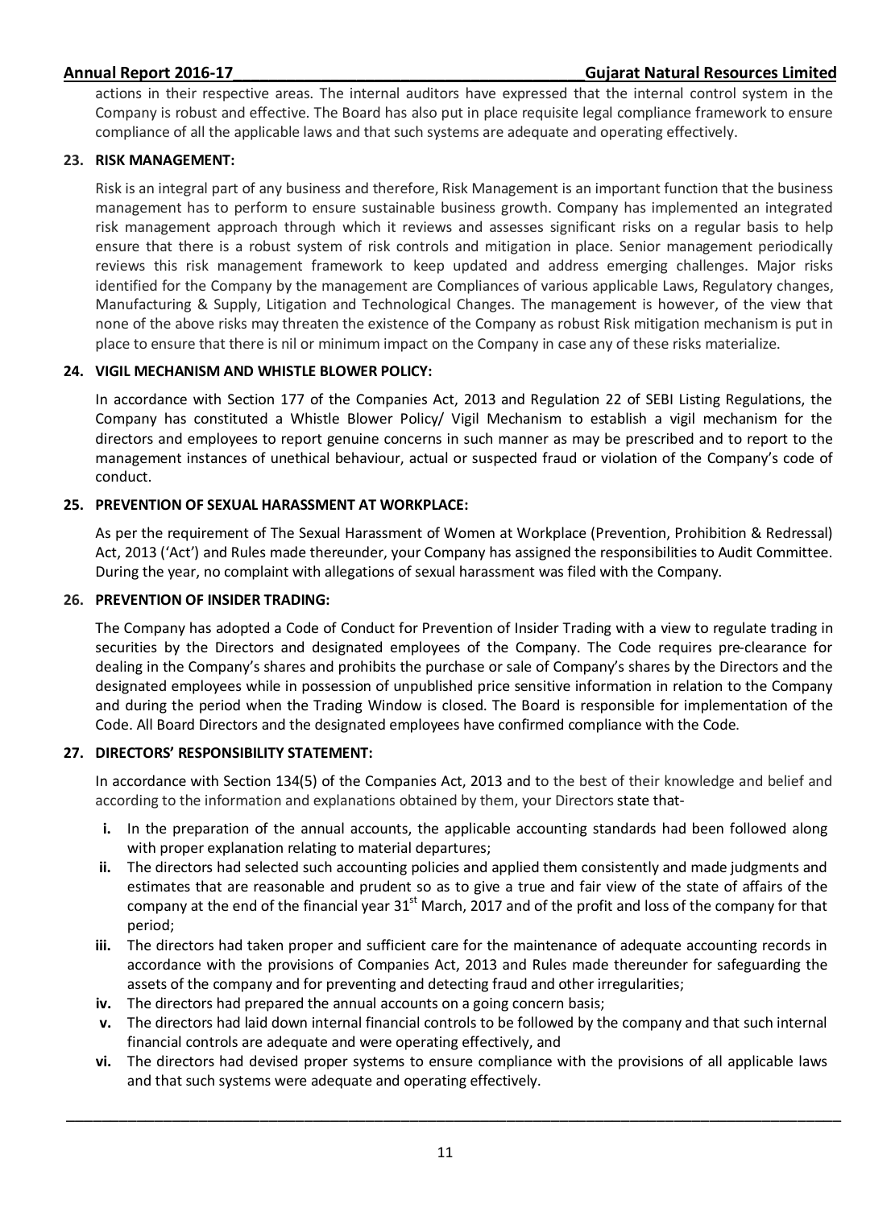actions in their respective areas. The internal auditors have expressed that the internal control system in the Company is robust and effective. The Board has also put in place requisite legal compliance framework to ensure compliance of all the applicable laws and that such systems are adequate and operating effectively.

## 23. RISK MANAGEMENT:

Risk is an integral part of any business and therefore, Risk Management is an important function that the business management has to perform to ensure sustainable business growth. Company has implemented an integrated risk management approach through which it reviews and assesses significant risks on a regular basis to help ensure that there is a robust system of risk controls and mitigation in place. Senior management periodically reviews this risk management framework to keep updated and address emerging challenges. Major risks identified for the Company by the management are Compliances of various applicable Laws, Regulatory changes, Manufacturing & Supply, Litigation and Technological Changes. The management is however, of the view that none of the above risks may threaten the existence of the Company as robust Risk mitigation mechanism is put in place to ensure that there is nil or minimum impact on the Company in case any of these risks materialize.

## 24. VIGIL MECHANISM AND WHISTLE BLOWER POLICY:

In accordance with Section 177 of the Companies Act, 2013 and Regulation 22 of SEBI Listing Regulations, the Company has constituted a Whistle Blower Policy/ Vigil Mechanism to establish a vigil mechanism for the directors and employees to report genuine concerns in such manner as may be prescribed and to report to the management instances of unethical behaviour, actual or suspected fraud or violation of the Company's code of conduct.

## 25. PREVENTION OF SEXUAL HARASSMENT AT WORKPLACE:

As per the requirement of The Sexual Harassment of Women at Workplace (Prevention, Prohibition & Redressal) Act, 2013 ('Act') and Rules made thereunder, your Company has assigned the responsibilities to Audit Committee. During the year, no complaint with allegations of sexual harassment was filed with the Company.

## 26. PREVENTION OF INSIDER TRADING:

The Company has adopted a Code of Conduct for Prevention of Insider Trading with a view to regulate trading in securities by the Directors and designated employees of the Company. The Code requires pre-clearance for dealing in the Company's shares and prohibits the purchase or sale of Company's shares by the Directors and the designated employees while in possession of unpublished price sensitive information in relation to the Company and during the period when the Trading Window is closed. The Board is responsible for implementation of the Code. All Board Directors and the designated employees have confirmed compliance with the Code.

## 27. DIRECTORS' RESPONSIBILITY STATEMENT:

In accordance with Section 134(5) of the Companies Act, 2013 and to the best of their knowledge and belief and according to the information and explanations obtained by them, your Directors state that-

- **i.** In the preparation of the annual accounts, the applicable accounting standards had been followed along with proper explanation relating to material departures;
- **ii.** The directors had selected such accounting policies and applied them consistently and made judgments and estimates that are reasonable and prudent so as to give a true and fair view of the state of affairs of the company at the end of the financial year 31st March, 2017 and of the profit and loss of the company for that period;
- **iii.** The directors had taken proper and sufficient care for the maintenance of adequate accounting records in accordance with the provisions of Companies Act, 2013 and Rules made thereunder for safeguarding the assets of the company and for preventing and detecting fraud and other irregularities;
- **iv.** The directors had prepared the annual accounts on a going concern basis;
- **v.** The directors had laid down internal financial controls to be followed by the company and that such internal financial controls are adequate and were operating effectively, and
- **vi.** The directors had devised proper systems to ensure compliance with the provisions of all applicable laws and that such systems were adequate and operating effectively.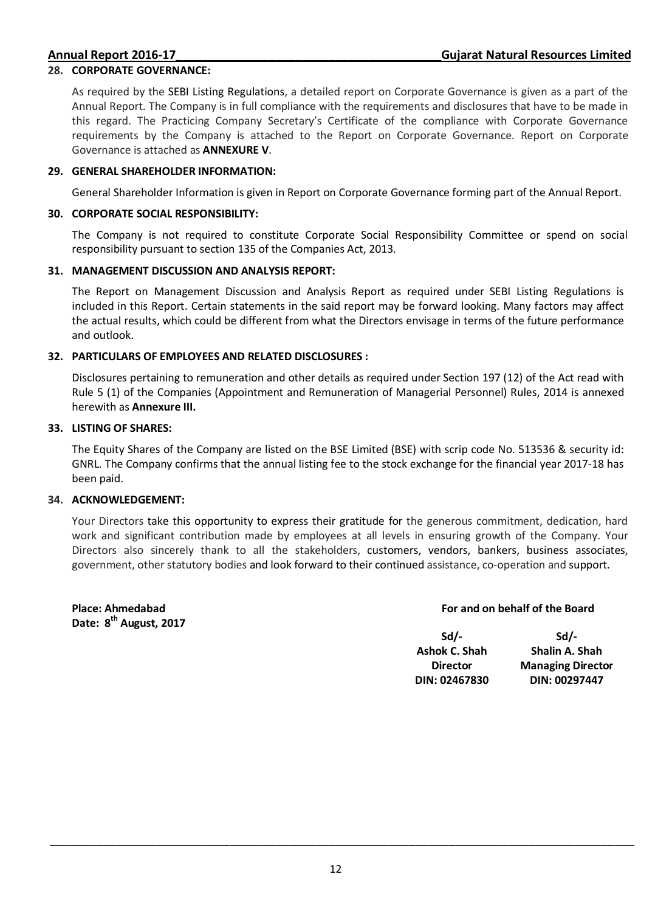## 28. CORPORATE GOVERNANCE:

As required by the SEBI Listing Regulations, a detailed report on Corporate Governance is given as a part of the Annual Report. The Company is in full compliance with the requirements and disclosures that have to be made in this regard. The Practicing Company Secretary's Certificate of the compliance with Corporate Governance requirements by the Company is attached to the Report on Corporate Governance. Report on Corporate Governance is attached as **ANNEXURE V**.

## 29. GENERAL SHAREHOLDER INFORMATION:

General Shareholder Information is given in Report on Corporate Governance forming part of the Annual Report.

## 30. CORPORATE SOCIAL RESPONSIBILITY:

The Company is not required to constitute Corporate Social Responsibility Committee or spend on social responsibility pursuant to section 135 of the Companies Act, 2013.

## 31. MANAGEMENT DISCUSSION AND ANALYSIS REPORT:

The Report on Management Discussion and Analysis Report as required under SEBI Listing Regulations is included in this Report. Certain statements in the said report may be forward looking. Many factors may affect the actual results, which could be different from what the Directors envisage in terms of the future performance and outlook.

## 32. PARTICULARS OF EMPLOYEES AND RELATED DISCLOSURES :

Disclosures pertaining to remuneration and other details as required under Section 197 (12) of the Act read with Rule 5 (1) of the Companies (Appointment and Remuneration of Managerial Personnel) Rules, 2014 is annexed herewith as **Annexure III.**

## 33. LISTING OF SHARES:

The Equity Shares of the Company are listed on the BSE Limited (BSE) with scrip code No. 513536 & security id: GNRL. The Company confirms that the annual listing fee to the stock exchange for the financial year 2017-18 has been paid.

## 34. ACKNOWLEDGEMENT:

Your Directors take this opportunity to express their gratitude for the generous commitment, dedication, hard work and significant contribution made by employees at all levels in ensuring growth of the Company. Your Directors also sincerely thank to all the stakeholders, customers, vendors, bankers, business associates, government, other statutory bodies and look forward to their continued assistance, co-operation and support.

**Place: Ahmedabad**
**Date: 8th August, 2017**

**For and on behalf of the Board**

| Sd/- | Sd/- |
|---|---|
| **Ashok C. Shah** | **Shalin A. Shah** |
| **Director** | **Managing Director** |
| **DIN: 02467830** | **DIN: 00297447** |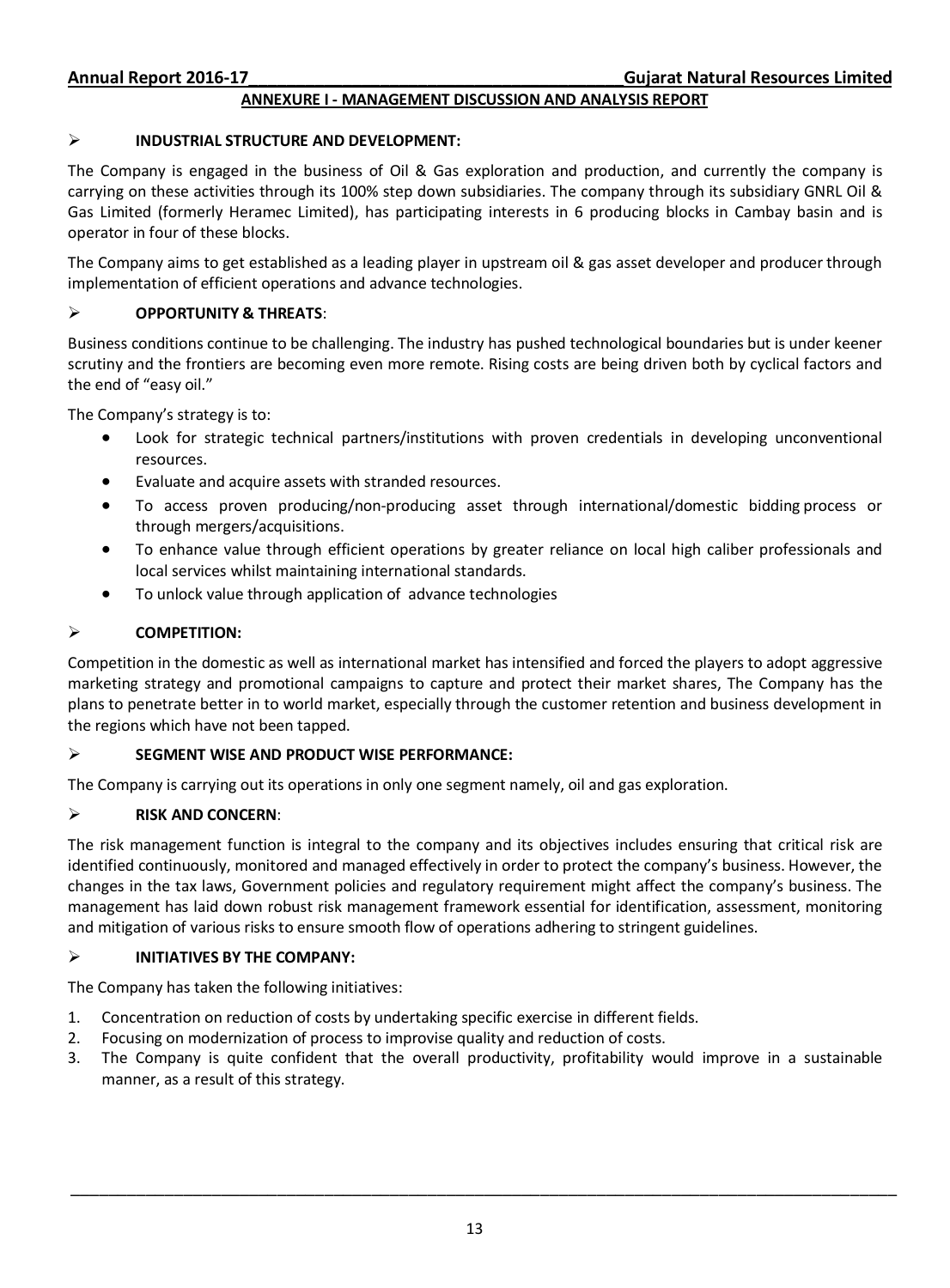## ANNEXURE I - MANAGEMENT DISCUSSION AND ANALYSIS REPORT

### INDUSTRIAL STRUCTURE AND DEVELOPMENT:

The Company is engaged in the business of Oil & Gas exploration and production, and currently the company is carrying on these activities through its 100% step down subsidiaries. The company through its subsidiary GNRL Oil & Gas Limited (formerly Heramec Limited), has participating interests in 6 producing blocks in Cambay basin and is operator in four of these blocks.

The Company aims to get established as a leading player in upstream oil & gas asset developer and producer through implementation of efficient operations and advance technologies.

### OPPORTUNITY & THREATS:

Business conditions continue to be challenging. The industry has pushed technological boundaries but is under keener scrutiny and the frontiers are becoming even more remote. Rising costs are being driven both by cyclical factors and the end of "easy oil."

The Company's strategy is to:

- Look for strategic technical partners/institutions with proven credentials in developing unconventional resources.
- Evaluate and acquire assets with stranded resources.
- To access proven producing/non-producing asset through international/domestic bidding process or through mergers/acquisitions.
- To enhance value through efficient operations by greater reliance on local high caliber professionals and local services whilst maintaining international standards.
- To unlock value through application of advance technologies

### COMPETITION:

Competition in the domestic as well as international market has intensified and forced the players to adopt aggressive marketing strategy and promotional campaigns to capture and protect their market shares, The Company has the plans to penetrate better in to world market, especially through the customer retention and business development in the regions which have not been tapped.

### SEGMENT WISE AND PRODUCT WISE PERFORMANCE:

The Company is carrying out its operations in only one segment namely, oil and gas exploration.

### RISK AND CONCERN:

The risk management function is integral to the company and its objectives includes ensuring that critical risk are identified continuously, monitored and managed effectively in order to protect the company's business. However, the changes in the tax laws, Government policies and regulatory requirement might affect the company's business. The management has laid down robust risk management framework essential for identification, assessment, monitoring and mitigation of various risks to ensure smooth flow of operations adhering to stringent guidelines.

### INITIATIVES BY THE COMPANY:

The Company has taken the following initiatives:

1. Concentration on reduction of costs by undertaking specific exercise in different fields.
2. Focusing on modernization of process to improvise quality and reduction of costs.
3. The Company is quite confident that the overall productivity, profitability would improve in a sustainable manner, as a result of this strategy.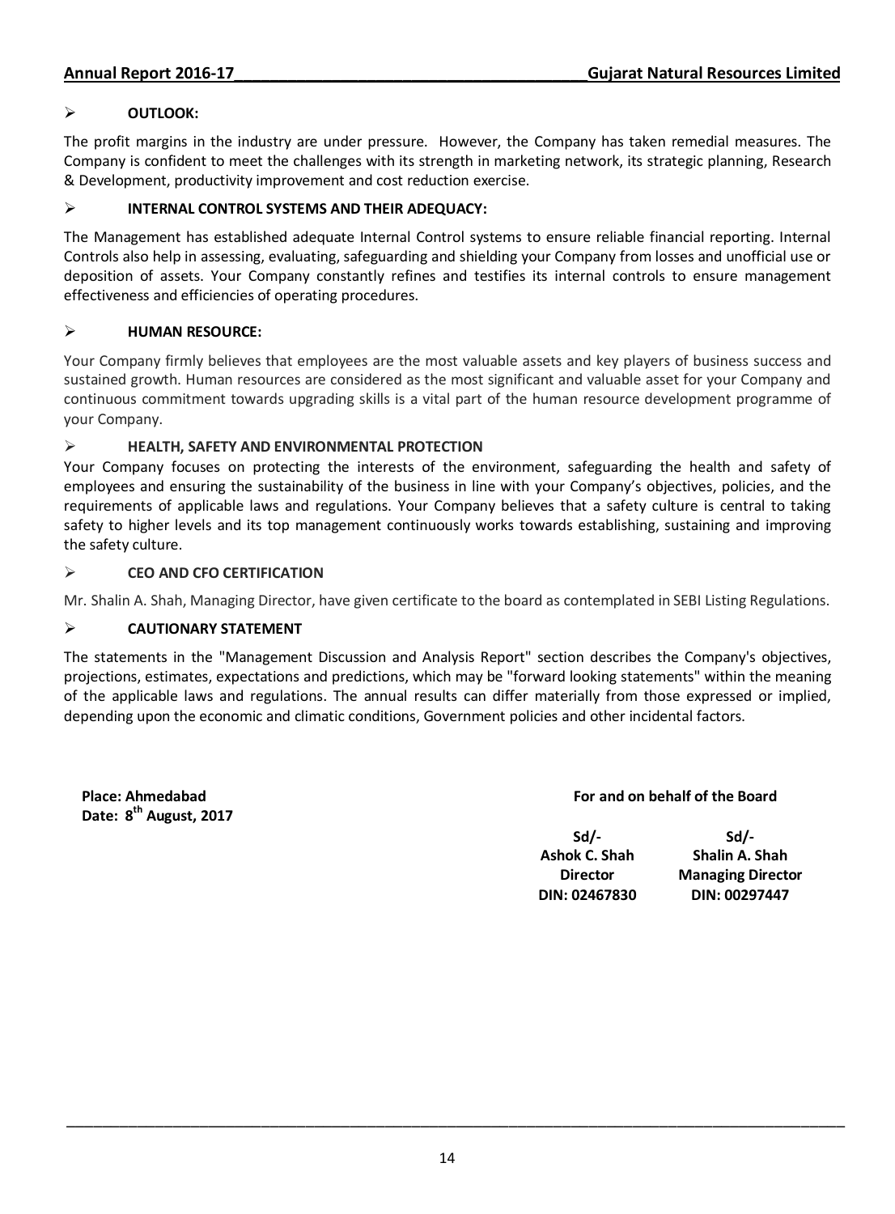- **OUTLOOK:**

The profit margins in the industry are under pressure. However, the Company has taken remedial measures. The Company is confident to meet the challenges with its strength in marketing network, its strategic planning, Research & Development, productivity improvement and cost reduction exercise.

- **INTERNAL CONTROL SYSTEMS AND THEIR ADEQUACY:**

The Management has established adequate Internal Control systems to ensure reliable financial reporting. Internal Controls also help in assessing, evaluating, safeguarding and shielding your Company from losses and unofficial use or deposition of assets. Your Company constantly refines and testifies its internal controls to ensure management effectiveness and efficiencies of operating procedures.

- **HUMAN RESOURCE:**

Your Company firmly believes that employees are the most valuable assets and key players of business success and sustained growth. Human resources are considered as the most significant and valuable asset for your Company and continuous commitment towards upgrading skills is a vital part of the human resource development programme of your Company.

- **HEALTH, SAFETY AND ENVIRONMENTAL PROTECTION**

Your Company focuses on protecting the interests of the environment, safeguarding the health and safety of employees and ensuring the sustainability of the business in line with your Company's objectives, policies, and the requirements of applicable laws and regulations. Your Company believes that a safety culture is central to taking safety to higher levels and its top management continuously works towards establishing, sustaining and improving the safety culture.

- **CEO AND CFO CERTIFICATION**

Mr. Shalin A. Shah, Managing Director, have given certificate to the board as contemplated in SEBI Listing Regulations.

- **CAUTIONARY STATEMENT**

The statements in the "Management Discussion and Analysis Report" section describes the Company's objectives, projections, estimates, expectations and predictions, which may be "forward looking statements" within the meaning of the applicable laws and regulations. The annual results can differ materially from those expressed or implied, depending upon the economic and climatic conditions, Government policies and other incidental factors.

**Place: Ahmedabad**
**Date: 8th August, 2017**

**For and on behalf of the Board**

| Sd/- | Sd/- |
|---|---|
| **Ashok C. Shah** | **Shalin A. Shah** |
| **Director** | **Managing Director** |
| **DIN: 02467830** | **DIN: 00297447** |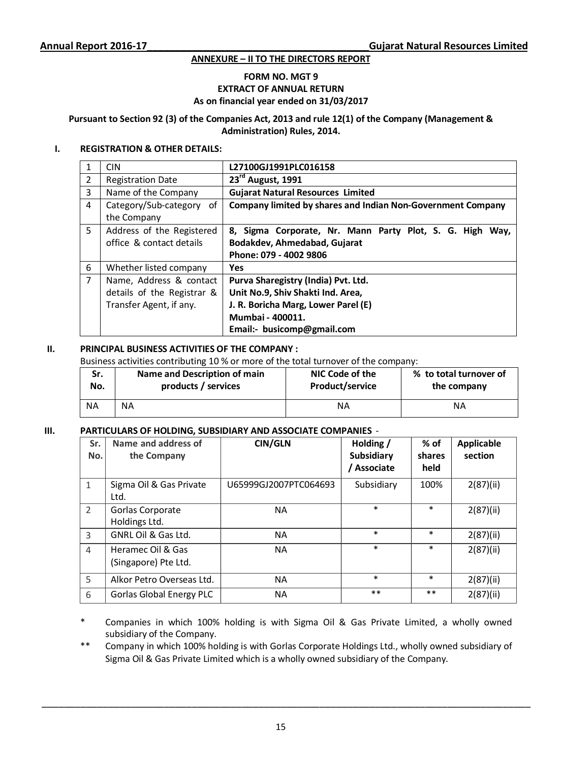## ANNEXURE – II TO THE DIRECTORS REPORT

**FORM NO. MGT 9**
**EXTRACT OF ANNUAL RETURN**
**As on financial year ended on 31/03/2017**

**Pursuant to Section 92 (3) of the Companies Act, 2013 and rule 12(1) of the Company (Management & Administration) Rules, 2014.**

### I. REGISTRATION & OTHER DETAILS:

| | | |
|---|---|---|
| 1 | CIN | **L27100GJ1991PLC016158** |
| 2 | Registration Date | **23rd August, 1991** |
| 3 | Name of the Company | **Gujarat Natural Resources Limited** |
| 4 | Category/Sub-category of the Company | **Company limited by shares and Indian Non-Government Company** |
| 5 | Address of the Registered office & contact details | **8, Sigma Corporate, Nr. Mann Party Plot, S. G. High Way, Bodakdev, Ahmedabad, Gujarat**<br>**Phone: 079 - 4002 9806** |
| 6 | Whether listed company | **Yes** |
| 7 | Name, Address & contact details of the Registrar & Transfer Agent, if any. | **Purva Sharegistry (India) Pvt. Ltd.**<br>**Unit No.9, Shiv Shakti Ind. Area,**<br>**J. R. Boricha Marg, Lower Parel (E)**<br>**Mumbai - 400011.**<br>**Email:- busicomp@gmail.com** |

### II. PRINCIPAL BUSINESS ACTIVITIES OF THE COMPANY :

Business activities contributing 10 % or more of the total turnover of the company:

| Sr. No. | Name and Description of main products / services | NIC Code of the Product/service | % to total turnover of the company |
|---|---|---|---|
| NA | NA | NA | NA |

### III. PARTICULARS OF HOLDING, SUBSIDIARY AND ASSOCIATE COMPANIES -

| Sr. No. | Name and address of the Company | CIN/GLN | Holding / Subsidiary / Associate | % of shares held | Applicable section |
|---|---|---|---|---|---|
| 1 | Sigma Oil & Gas Private Ltd. | U65999GJ2007PTC064693 | Subsidiary | 100% | 2(87)(ii) |
| 2 | Gorlas Corporate Holdings Ltd. | NA | * | * | 2(87)(ii) |
| 3 | GNRL Oil & Gas Ltd. | NA | * | * | 2(87)(ii) |
| 4 | Heramec Oil & Gas (Singapore) Pte Ltd. | NA | * | * | 2(87)(ii) |
| 5 | Alkor Petro Overseas Ltd. | NA | * | * | 2(87)(ii) |
| 6 | Gorlas Global Energy PLC | NA | ** | ** | 2(87)(ii) |

\* Companies in which 100% holding is with Sigma Oil & Gas Private Limited, a wholly owned subsidiary of the Company.

\*\* Company in which 100% holding is with Gorlas Corporate Holdings Ltd., wholly owned subsidiary of Sigma Oil & Gas Private Limited which is a wholly owned subsidiary of the Company.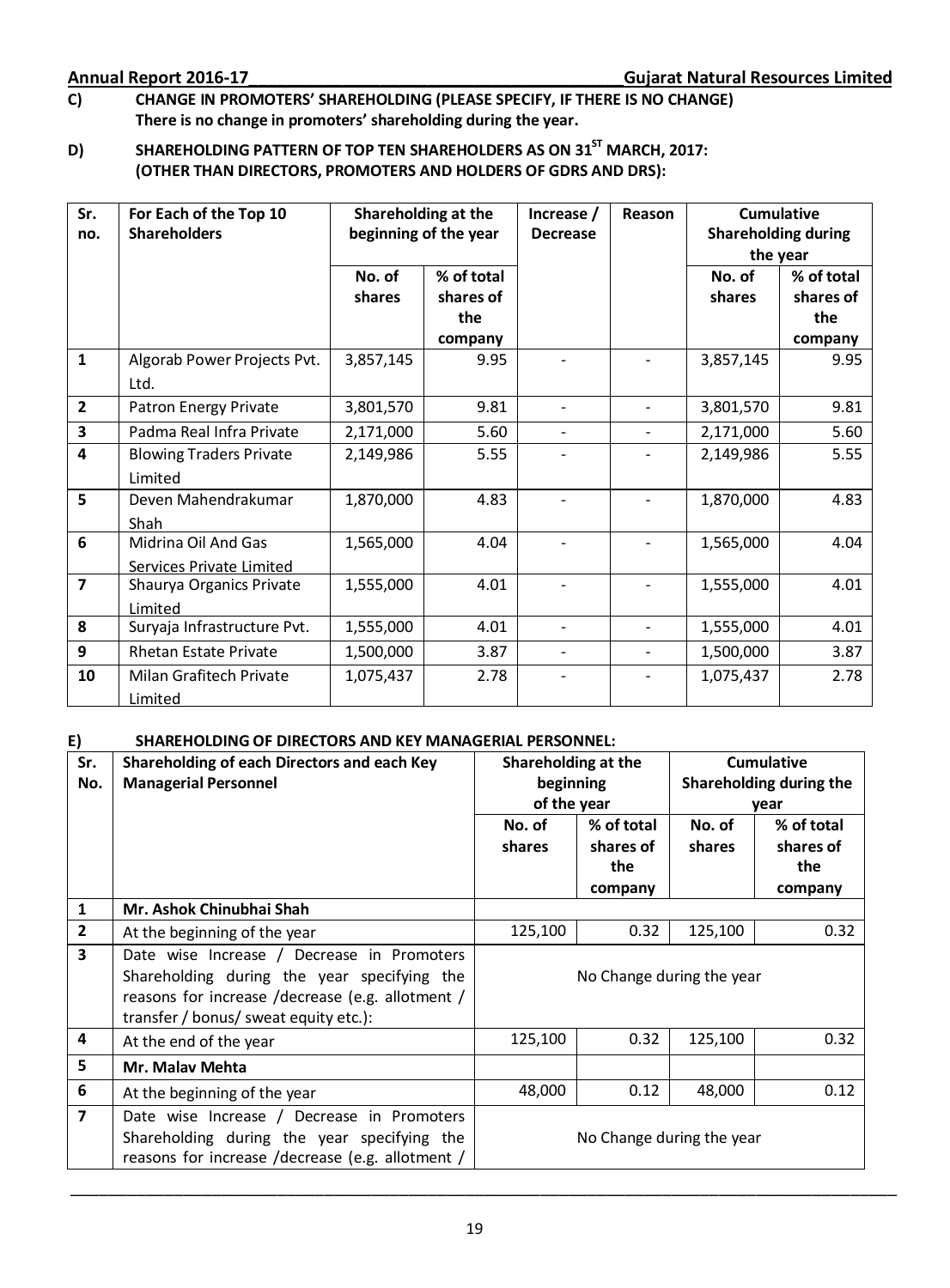**C) CHANGE IN PROMOTERS' SHAREHOLDING (PLEASE SPECIFY, IF THERE IS NO CHANGE)**
**There is no change in promoters' shareholding during the year.**

**D) SHAREHOLDING PATTERN OF TOP TEN SHAREHOLDERS AS ON 31ST MARCH, 2017: (OTHER THAN DIRECTORS, PROMOTERS AND HOLDERS OF GDRS AND DRS):**

| Sr. no. | For Each of the Top 10 Shareholders | Shareholding at the beginning of the year | | Increase / Decrease | Reason | Cumulative Shareholding during the year | |
|---|---|---|---|---|---|---|---|
| | | No. of shares | % of total shares of the company | | | No. of shares | % of total shares of the company |
| 1 | Algorab Power Projects Pvt. Ltd. | 3,857,145 | 9.95 | - | - | 3,857,145 | 9.95 |
| 2 | Patron Energy Private | 3,801,570 | 9.81 | - | - | 3,801,570 | 9.81 |
| 3 | Padma Real Infra Private | 2,171,000 | 5.60 | - | - | 2,171,000 | 5.60 |
| 4 | Blowing Traders Private Limited | 2,149,986 | 5.55 | - | - | 2,149,986 | 5.55 |
| 5 | Deven Mahendrakumar Shah | 1,870,000 | 4.83 | - | - | 1,870,000 | 4.83 |
| 6 | Midrina Oil And Gas Services Private Limited | 1,565,000 | 4.04 | - | - | 1,565,000 | 4.04 |
| 7 | Shaurya Organics Private Limited | 1,555,000 | 4.01 | - | - | 1,555,000 | 4.01 |
| 8 | Suryaja Infrastructure Pvt. | 1,555,000 | 4.01 | - | - | 1,555,000 | 4.01 |
| 9 | Rhetan Estate Private | 1,500,000 | 3.87 | - | - | 1,500,000 | 3.87 |
| 10 | Milan Grafitech Private Limited | 1,075,437 | 2.78 | - | - | 1,075,437 | 2.78 |

**E) SHAREHOLDING OF DIRECTORS AND KEY MANAGERIAL PERSONNEL:**

| Sr. No. | Shareholding of each Directors and each Key Managerial Personnel | Shareholding at the beginning of the year | | Cumulative Shareholding during the year | |
|---|---|---|---|---|---|
| | | No. of shares | % of total shares of the company | No. of shares | % of total shares of the company |
| 1 | **Mr. Ashok Chinubhai Shah** | | | | |
| 2 | At the beginning of the year | 125,100 | 0.32 | 125,100 | 0.32 |
| 3 | Date wise Increase / Decrease in Promoters Shareholding during the year specifying the reasons for increase /decrease (e.g. allotment / transfer / bonus/ sweat equity etc.): | No Change during the year | | | |
| 4 | At the end of the year | 125,100 | 0.32 | 125,100 | 0.32 |
| 5 | **Mr. Malav Mehta** | | | | |
| 6 | At the beginning of the year | 48,000 | 0.12 | 48,000 | 0.12 |
| 7 | Date wise Increase / Decrease in Promoters Shareholding during the year specifying the reasons for increase /decrease (e.g. allotment / | No Change during the year | | | |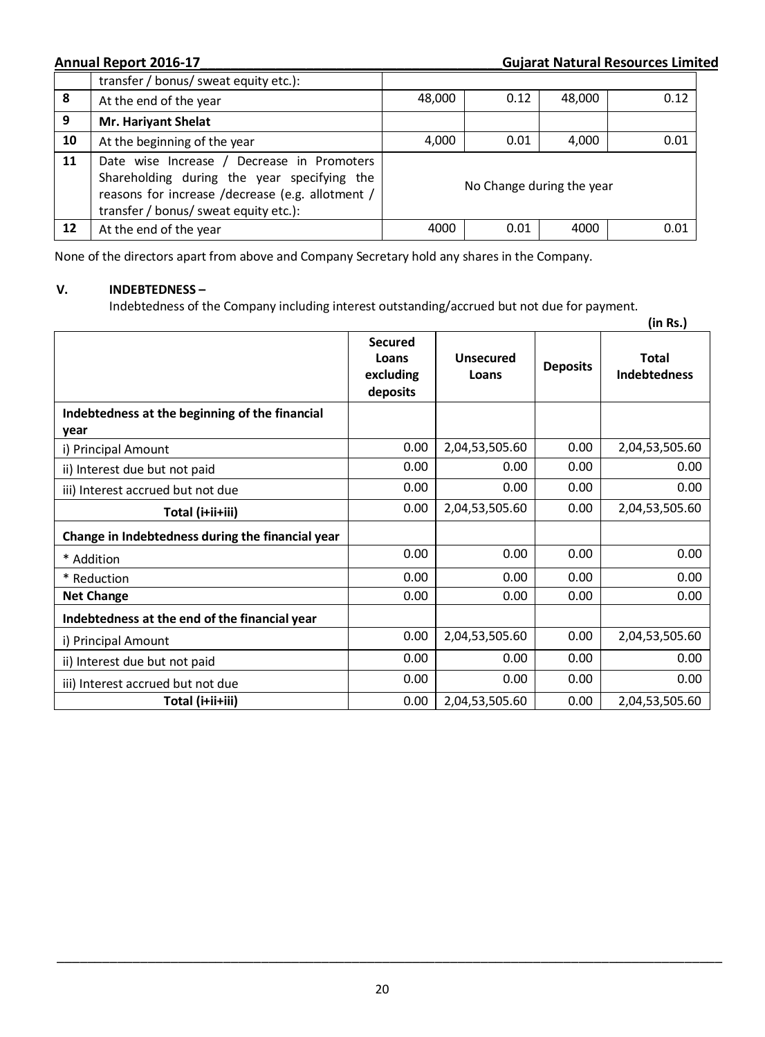| | | | | | |
|---|---|---|---|---|---|
| | transfer / bonus/ sweat equity etc.): | | | | |
| **8** | At the end of the year | 48,000 | 0.12 | 48,000 | 0.12 |
| **9** | **Mr. Hariyant Shelat** | | | | |
| **10** | At the beginning of the year | 4,000 | 0.01 | 4,000 | 0.01 |
| **11** | Date wise Increase / Decrease in Promoters Shareholding during the year specifying the reasons for increase /decrease (e.g. allotment / transfer / bonus/ sweat equity etc.): | No Change during the year | | | |
| **12** | At the end of the year | 4000 | 0.01 | 4000 | 0.01 |

None of the directors apart from above and Company Secretary hold any shares in the Company.

## V. INDEBTEDNESS –

Indebtedness of the Company including interest outstanding/accrued but not due for payment.

**(in Rs.)**

| | Secured Loans excluding deposits | Unsecured Loans | Deposits | Total Indebtedness |
|---|---|---|---|---|
| **Indebtedness at the beginning of the financial year** | | | | |
| i) Principal Amount | 0.00 | 2,04,53,505.60 | 0.00 | 2,04,53,505.60 |
| ii) Interest due but not paid | 0.00 | 0.00 | 0.00 | 0.00 |
| iii) Interest accrued but not due | 0.00 | 0.00 | 0.00 | 0.00 |
| **Total (i+ii+iii)** | 0.00 | 2,04,53,505.60 | 0.00 | 2,04,53,505.60 |
| **Change in Indebtedness during the financial year** | | | | |
| * Addition | 0.00 | 0.00 | 0.00 | 0.00 |
| * Reduction | 0.00 | 0.00 | 0.00 | 0.00 |
| **Net Change** | 0.00 | 0.00 | 0.00 | 0.00 |
| **Indebtedness at the end of the financial year** | | | | |
| i) Principal Amount | 0.00 | 2,04,53,505.60 | 0.00 | 2,04,53,505.60 |
| ii) Interest due but not paid | 0.00 | 0.00 | 0.00 | 0.00 |
| iii) Interest accrued but not due | 0.00 | 0.00 | 0.00 | 0.00 |
| **Total (i+ii+iii)** | 0.00 | 2,04,53,505.60 | 0.00 | 2,04,53,505.60 |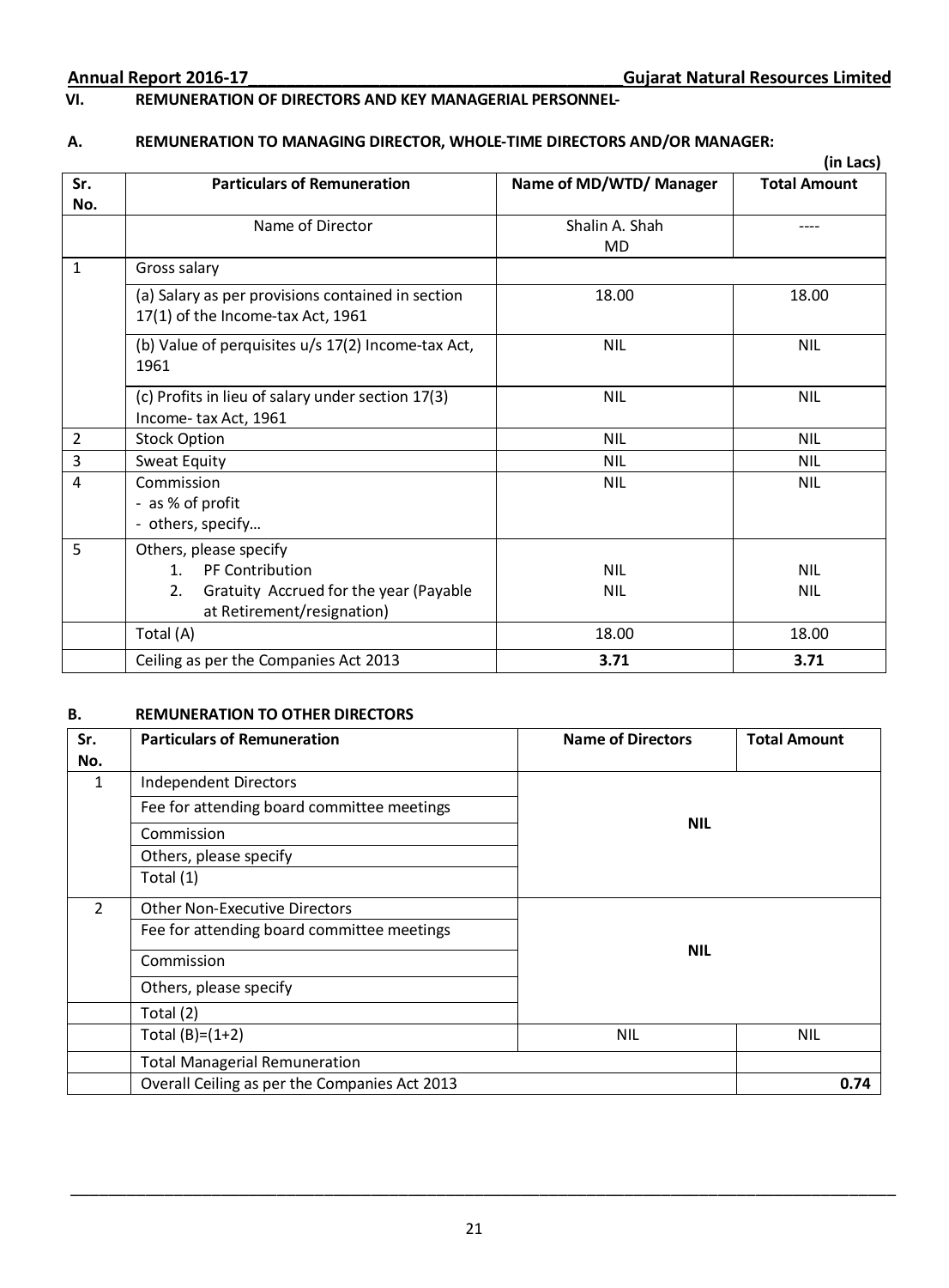## VI. REMUNERATION OF DIRECTORS AND KEY MANAGERIAL PERSONNEL-

### A. REMUNERATION TO MANAGING DIRECTOR, WHOLE-TIME DIRECTORS AND/OR MANAGER:

**(in Lacs)**

| Sr. No. | Particulars of Remuneration | Name of MD/WTD/ Manager | Total Amount |
|---|---|---|---|
| | Name of Director | Shalin A. Shah MD | ---- |
| 1 | Gross salary | | |
| | (a) Salary as per provisions contained in section 17(1) of the Income-tax Act, 1961 | 18.00 | 18.00 |
| | (b) Value of perquisites u/s 17(2) Income-tax Act, 1961 | NIL | NIL |
| | (c) Profits in lieu of salary under section 17(3) Income- tax Act, 1961 | NIL | NIL |
| 2 | Stock Option | NIL | NIL |
| 3 | Sweat Equity | NIL | NIL |
| 4 | Commission<br>- as % of profit<br>- others, specify… | NIL | NIL |
| 5 | Others, please specify<br>1. PF Contribution<br>2. Gratuity Accrued for the year (Payable at Retirement/resignation) | <br>NIL<br>NIL | <br>NIL<br>NIL |
| | Total (A) | 18.00 | 18.00 |
| | Ceiling as per the Companies Act 2013 | **3.71** | **3.71** |

### B. REMUNERATION TO OTHER DIRECTORS

| Sr. No. | Particulars of Remuneration | Name of Directors | Total Amount |
|---|---|---|---|
| 1 | Independent Directors | **NIL** | |
| | Fee for attending board committee meetings | | |
| | Commission | | |
| | Others, please specify | | |
| | Total (1) | | |
| 2 | Other Non-Executive Directors | **NIL** | |
| | Fee for attending board committee meetings | | |
| | Commission | | |
| | Others, please specify | | |
| | Total (2) | | |
| | Total (B)=(1+2) | NIL | NIL |
| | Total Managerial Remuneration | | |
| | Overall Ceiling as per the Companies Act 2013 | | **0.74** |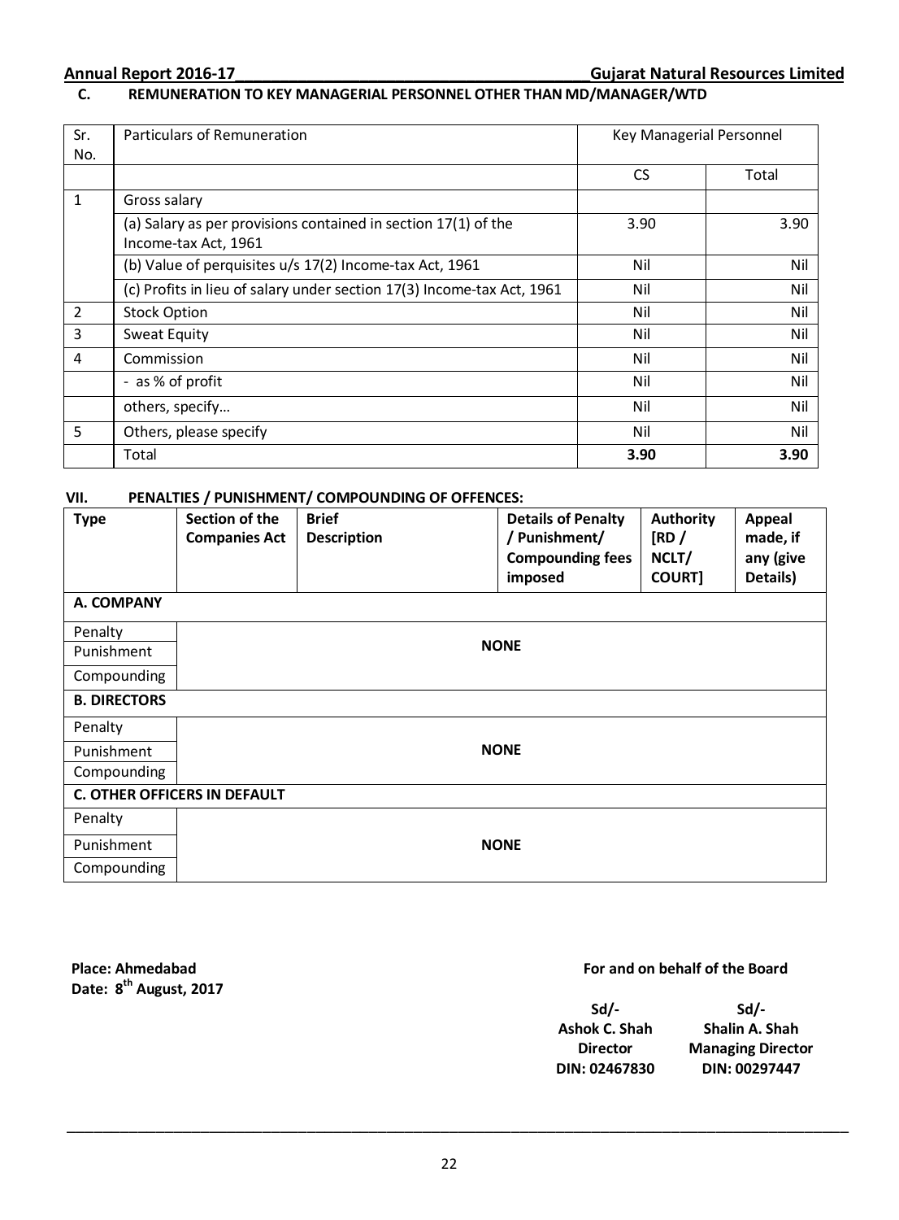### C. REMUNERATION TO KEY MANAGERIAL PERSONNEL OTHER THAN MD/MANAGER/WTD

| Sr. No. | Particulars of Remuneration | Key Managerial Personnel | |
|---|---|---|---|
| | | CS | Total |
| 1 | Gross salary | | |
| | (a) Salary as per provisions contained in section 17(1) of the Income-tax Act, 1961 | 3.90 | 3.90 |
| | (b) Value of perquisites u/s 17(2) Income-tax Act, 1961 | Nil | Nil |
| | (c) Profits in lieu of salary under section 17(3) Income-tax Act, 1961 | Nil | Nil |
| 2 | Stock Option | Nil | Nil |
| 3 | Sweat Equity | Nil | Nil |
| 4 | Commission | Nil | Nil |
| | - as % of profit | Nil | Nil |
| | others, specify… | Nil | Nil |
| 5 | Others, please specify | Nil | Nil |
| | Total | **3.90** | **3.90** |

### VII. PENALTIES / PUNISHMENT/ COMPOUNDING OF OFFENCES:

| **Type** | **Section of the Companies Act** | **Brief Description** | **Details of Penalty / Punishment/ Compounding fees imposed** | **Authority [RD / NCLT/ COURT]** | **Appeal made, if any (give Details)** |
|---|---|---|---|---|---|
| **A. COMPANY** | | | | | |
| Penalty | | | | | |
| Punishment | | | **NONE** | | |
| Compounding | | | | | |
| **B. DIRECTORS** | | | | | |
| Penalty | | | | | |
| Punishment | | | **NONE** | | |
| Compounding | | | | | |
| **C. OTHER OFFICERS IN DEFAULT** | | | | | |
| Penalty | | | | | |
| Punishment | | | **NONE** | | |
| Compounding | | | | | |

**Place: Ahmedabad**
**Date: 8th August, 2017**

**For and on behalf of the Board**

| Sd/- | Sd/- |
|---|---|
| **Ashok C. Shah** | **Shalin A. Shah** |
| **Director** | **Managing Director** |
| **DIN: 02467830** | **DIN: 00297447** |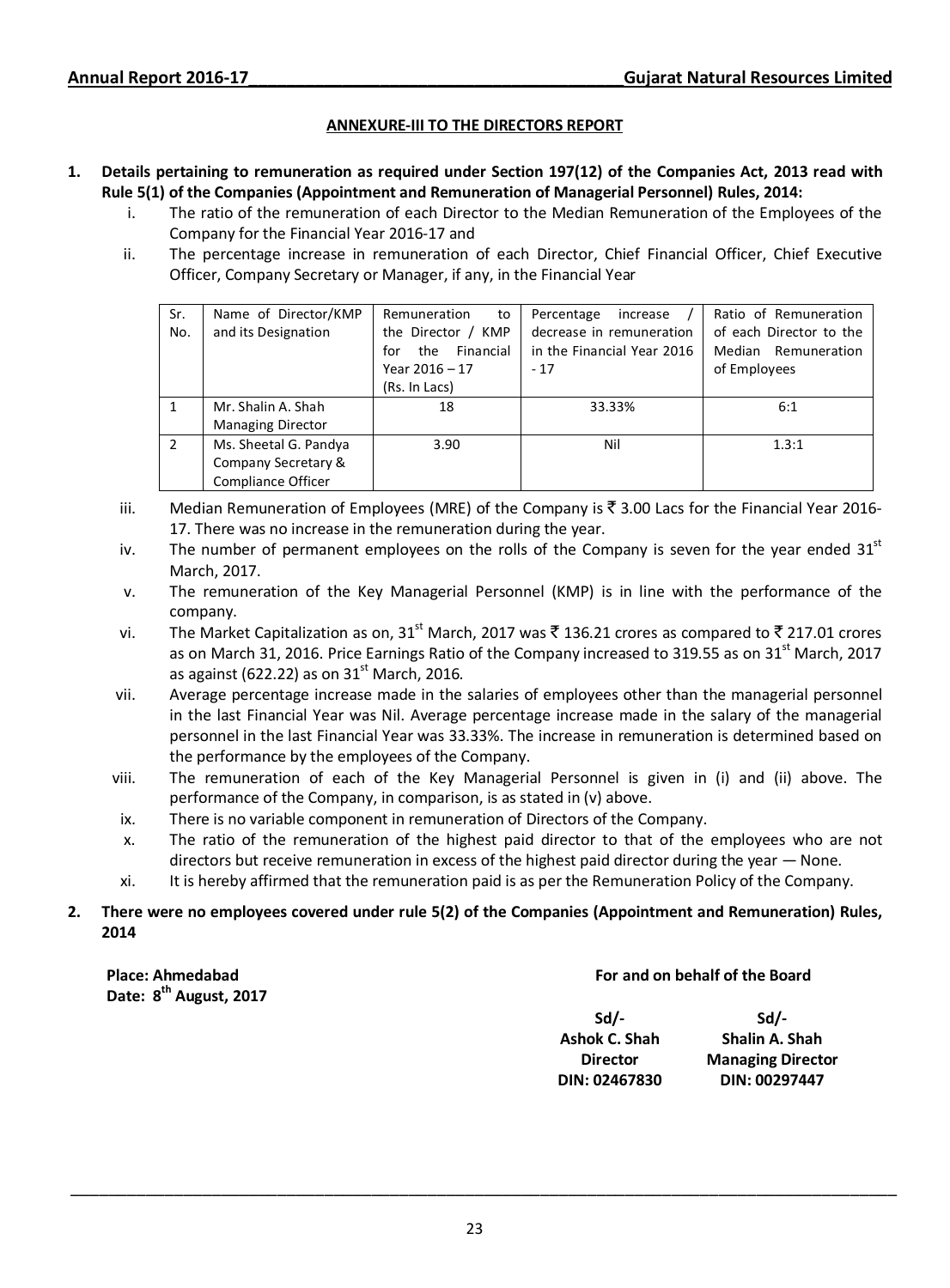## ANNEXURE-III TO THE DIRECTORS REPORT

**1. Details pertaining to remuneration as required under Section 197(12) of the Companies Act, 2013 read with Rule 5(1) of the Companies (Appointment and Remuneration of Managerial Personnel) Rules, 2014:**

i. The ratio of the remuneration of each Director to the Median Remuneration of the Employees of the Company for the Financial Year 2016-17 and

ii. The percentage increase in remuneration of each Director, Chief Financial Officer, Chief Executive Officer, Company Secretary or Manager, if any, in the Financial Year

| Sr. No. | Name of Director/KMP and its Designation | Remuneration to the Director / KMP for the Financial Year 2016 – 17 (Rs. In Lacs) | Percentage increase / decrease in remuneration in the Financial Year 2016 - 17 | Ratio of Remuneration of each Director to the Median Remuneration of Employees |
|---|---|---|---|---|
| 1 | Mr. Shalin A. Shah Managing Director | 18 | 33.33% | 6:1 |
| 2 | Ms. Sheetal G. Pandya Company Secretary & Compliance Officer | 3.90 | Nil | 1.3:1 |

iii. Median Remuneration of Employees (MRE) of the Company is ₹ 3.00 Lacs for the Financial Year 2016-17. There was no increase in the remuneration during the year.

iv. The number of permanent employees on the rolls of the Company is seven for the year ended 31st March, 2017.

v. The remuneration of the Key Managerial Personnel (KMP) is in line with the performance of the company.

vi. The Market Capitalization as on, 31st March, 2017 was ₹ 136.21 crores as compared to ₹ 217.01 crores as on March 31, 2016. Price Earnings Ratio of the Company increased to 319.55 as on 31st March, 2017 as against (622.22) as on 31st March, 2016.

vii. Average percentage increase made in the salaries of employees other than the managerial personnel in the last Financial Year was Nil. Average percentage increase made in the salary of the managerial personnel in the last Financial Year was 33.33%. The increase in remuneration is determined based on the performance by the employees of the Company.

viii. The remuneration of each of the Key Managerial Personnel is given in (i) and (ii) above. The performance of the Company, in comparison, is as stated in (v) above.

ix. There is no variable component in remuneration of Directors of the Company.

x. The ratio of the remuneration of the highest paid director to that of the employees who are not directors but receive remuneration in excess of the highest paid director during the year — None.

xi. It is hereby affirmed that the remuneration paid is as per the Remuneration Policy of the Company.

**2. There were no employees covered under rule 5(2) of the Companies (Appointment and Remuneration) Rules, 2014**

**Place: Ahmedabad**
**Date: 8th August, 2017**

**For and on behalf of the Board**

| Sd/- | Sd/- |
|---|---|
| **Ashok C. Shah** | **Shalin A. Shah** |
| **Director** | **Managing Director** |
| **DIN: 02467830** | **DIN: 00297447** |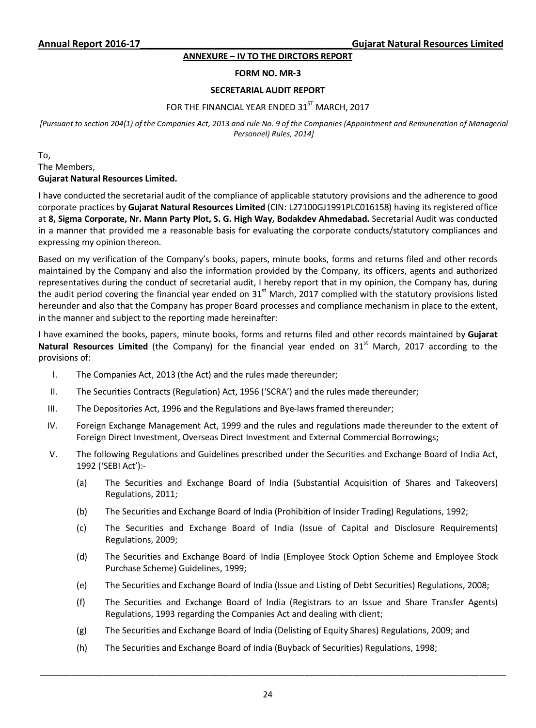**ANNEXURE – IV TO THE DIRCTORS REPORT**

**FORM NO. MR-3**

**SECRETARIAL AUDIT REPORT**

FOR THE FINANCIAL YEAR ENDED 31ST MARCH, 2017

*[Pursuant to section 204(1) of the Companies Act, 2013 and rule No. 9 of the Companies (Appointment and Remuneration of Managerial Personnel) Rules, 2014]*

To,
The Members,
**Gujarat Natural Resources Limited.**

I have conducted the secretarial audit of the compliance of applicable statutory provisions and the adherence to good corporate practices by **Gujarat Natural Resources Limited** (CIN: L27100GJ1991PLC016158) having its registered office at **8, Sigma Corporate, Nr. Mann Party Plot, S. G. High Way, Bodakdev Ahmedabad.** Secretarial Audit was conducted in a manner that provided me a reasonable basis for evaluating the corporate conducts/statutory compliances and expressing my opinion thereon.

Based on my verification of the Company's books, papers, minute books, forms and returns filed and other records maintained by the Company and also the information provided by the Company, its officers, agents and authorized representatives during the conduct of secretarial audit, I hereby report that in my opinion, the Company has, during the audit period covering the financial year ended on 31st March, 2017 complied with the statutory provisions listed hereunder and also that the Company has proper Board processes and compliance mechanism in place to the extent, in the manner and subject to the reporting made hereinafter:

I have examined the books, papers, minute books, forms and returns filed and other records maintained by **Gujarat Natural Resources Limited** (the Company) for the financial year ended on 31st March, 2017 according to the provisions of:

I. The Companies Act, 2013 (the Act) and the rules made thereunder;

II. The Securities Contracts (Regulation) Act, 1956 ('SCRA') and the rules made thereunder;

III. The Depositories Act, 1996 and the Regulations and Bye-laws framed thereunder;

IV. Foreign Exchange Management Act, 1999 and the rules and regulations made thereunder to the extent of Foreign Direct Investment, Overseas Direct Investment and External Commercial Borrowings;

V. The following Regulations and Guidelines prescribed under the Securities and Exchange Board of India Act, 1992 ('SEBI Act'):-

   (a) The Securities and Exchange Board of India (Substantial Acquisition of Shares and Takeovers) Regulations, 2011;

   (b) The Securities and Exchange Board of India (Prohibition of Insider Trading) Regulations, 1992;

   (c) The Securities and Exchange Board of India (Issue of Capital and Disclosure Requirements) Regulations, 2009;

   (d) The Securities and Exchange Board of India (Employee Stock Option Scheme and Employee Stock Purchase Scheme) Guidelines, 1999;

   (e) The Securities and Exchange Board of India (Issue and Listing of Debt Securities) Regulations, 2008;

   (f) The Securities and Exchange Board of India (Registrars to an Issue and Share Transfer Agents) Regulations, 1993 regarding the Companies Act and dealing with client;

   (g) The Securities and Exchange Board of India (Delisting of Equity Shares) Regulations, 2009; and

   (h) The Securities and Exchange Board of India (Buyback of Securities) Regulations, 1998;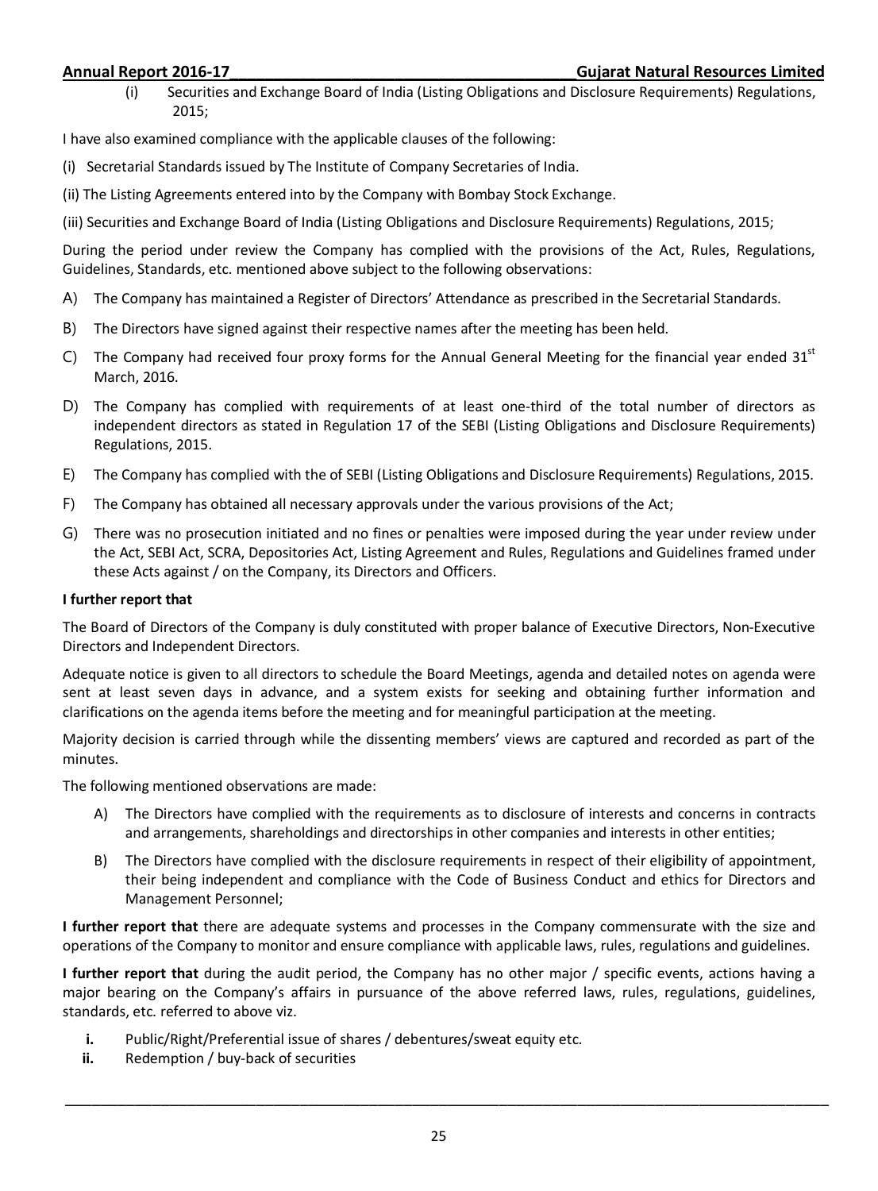(i) Securities and Exchange Board of India (Listing Obligations and Disclosure Requirements) Regulations, 2015;

I have also examined compliance with the applicable clauses of the following:

(i) Secretarial Standards issued by The Institute of Company Secretaries of India.

(ii) The Listing Agreements entered into by the Company with Bombay Stock Exchange.

(iii) Securities and Exchange Board of India (Listing Obligations and Disclosure Requirements) Regulations, 2015;

During the period under review the Company has complied with the provisions of the Act, Rules, Regulations, Guidelines, Standards, etc. mentioned above subject to the following observations:

A) The Company has maintained a Register of Directors' Attendance as prescribed in the Secretarial Standards.

B) The Directors have signed against their respective names after the meeting has been held.

C) The Company had received four proxy forms for the Annual General Meeting for the financial year ended 31st March, 2016.

D) The Company has complied with requirements of at least one-third of the total number of directors as independent directors as stated in Regulation 17 of the SEBI (Listing Obligations and Disclosure Requirements) Regulations, 2015.

E) The Company has complied with the of SEBI (Listing Obligations and Disclosure Requirements) Regulations, 2015.

F) The Company has obtained all necessary approvals under the various provisions of the Act;

G) There was no prosecution initiated and no fines or penalties were imposed during the year under review under the Act, SEBI Act, SCRA, Depositories Act, Listing Agreement and Rules, Regulations and Guidelines framed under these Acts against / on the Company, its Directors and Officers.

**I further report that**

The Board of Directors of the Company is duly constituted with proper balance of Executive Directors, Non-Executive Directors and Independent Directors.

Adequate notice is given to all directors to schedule the Board Meetings, agenda and detailed notes on agenda were sent at least seven days in advance, and a system exists for seeking and obtaining further information and clarifications on the agenda items before the meeting and for meaningful participation at the meeting.

Majority decision is carried through while the dissenting members' views are captured and recorded as part of the minutes.

The following mentioned observations are made:

A) The Directors have complied with the requirements as to disclosure of interests and concerns in contracts and arrangements, shareholdings and directorships in other companies and interests in other entities;

B) The Directors have complied with the disclosure requirements in respect of their eligibility of appointment, their being independent and compliance with the Code of Business Conduct and ethics for Directors and Management Personnel;

**I further report that** there are adequate systems and processes in the Company commensurate with the size and operations of the Company to monitor and ensure compliance with applicable laws, rules, regulations and guidelines.

**I further report that** during the audit period, the Company has no other major / specific events, actions having a major bearing on the Company's affairs in pursuance of the above referred laws, rules, regulations, guidelines, standards, etc. referred to above viz.

**i.** Public/Right/Preferential issue of shares / debentures/sweat equity etc.

**ii.** Redemption / buy-back of securities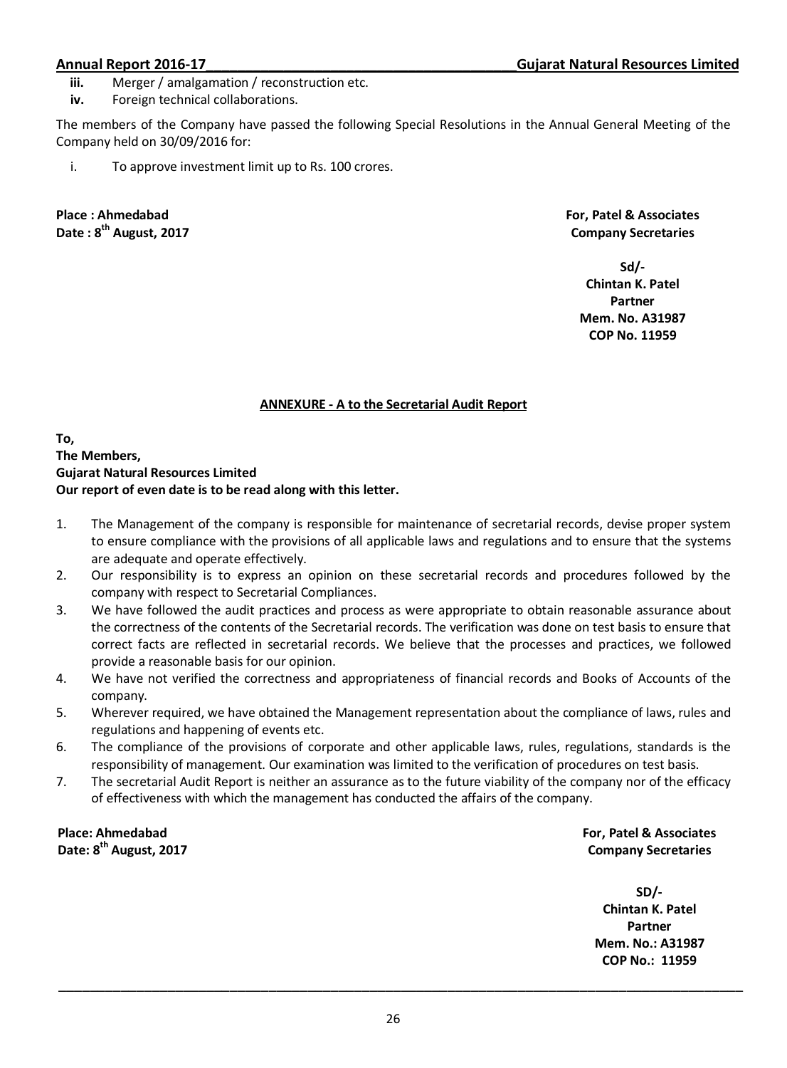**iii.** Merger / amalgamation / reconstruction etc.

**iv.** Foreign technical collaborations.

The members of the Company have passed the following Special Resolutions in the Annual General Meeting of the Company held on 30/09/2016 for:

i. To approve investment limit up to Rs. 100 crores.

**Place : Ahmedabad**
**Date : 8th August, 2017**

**For, Patel & Associates**
**Company Secretaries**

**Sd/-**
**Chintan K. Patel**
**Partner**
**Mem. No. A31987**
**COP No. 11959**

## ANNEXURE - A to the Secretarial Audit Report

**To,**
**The Members,**
**Gujarat Natural Resources Limited**
**Our report of even date is to be read along with this letter.**

1. The Management of the company is responsible for maintenance of secretarial records, devise proper system to ensure compliance with the provisions of all applicable laws and regulations and to ensure that the systems are adequate and operate effectively.
2. Our responsibility is to express an opinion on these secretarial records and procedures followed by the company with respect to Secretarial Compliances.
3. We have followed the audit practices and process as were appropriate to obtain reasonable assurance about the correctness of the contents of the Secretarial records. The verification was done on test basis to ensure that correct facts are reflected in secretarial records. We believe that the processes and practices, we followed provide a reasonable basis for our opinion.
4. We have not verified the correctness and appropriateness of financial records and Books of Accounts of the company.
5. Wherever required, we have obtained the Management representation about the compliance of laws, rules and regulations and happening of events etc.
6. The compliance of the provisions of corporate and other applicable laws, rules, regulations, standards is the responsibility of management. Our examination was limited to the verification of procedures on test basis.
7. The secretarial Audit Report is neither an assurance as to the future viability of the company nor of the efficacy of effectiveness with which the management has conducted the affairs of the company.

**Place: Ahmedabad**
**Date: 8th August, 2017**

**For, Patel & Associates**
**Company Secretaries**

**SD/-**
**Chintan K. Patel**
**Partner**
**Mem. No.: A31987**
**COP No.: 11959**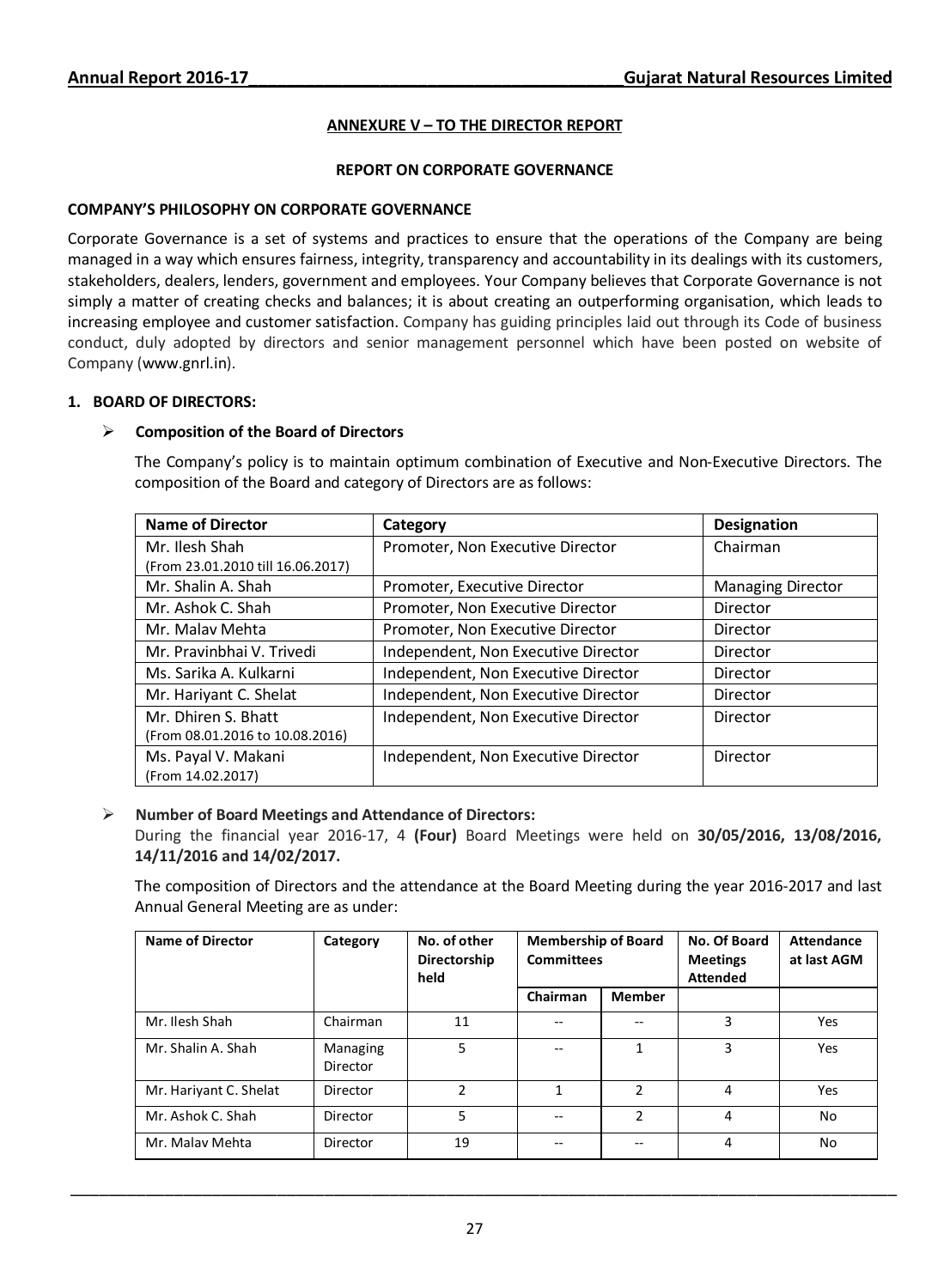## ANNEXURE V – TO THE DIRECTOR REPORT

### REPORT ON CORPORATE GOVERNANCE

**COMPANY'S PHILOSOPHY ON CORPORATE GOVERNANCE**

Corporate Governance is a set of systems and practices to ensure that the operations of the Company are being managed in a way which ensures fairness, integrity, transparency and accountability in its dealings with its customers, stakeholders, dealers, lenders, government and employees. Your Company believes that Corporate Governance is not simply a matter of creating checks and balances; it is about creating an outperforming organisation, which leads to increasing employee and customer satisfaction. Company has guiding principles laid out through its Code of business conduct, duly adopted by directors and senior management personnel which have been posted on website of Company (www.gnrl.in).

**1. BOARD OF DIRECTORS:**

- **Composition of the Board of Directors**

  The Company's policy is to maintain optimum combination of Executive and Non-Executive Directors. The composition of the Board and category of Directors are as follows:

| Name of Director | Category | Designation |
|---|---|---|
| Mr. Ilesh Shah (From 23.01.2010 till 16.06.2017) | Promoter, Non Executive Director | Chairman |
| Mr. Shalin A. Shah | Promoter, Executive Director | Managing Director |
| Mr. Ashok C. Shah | Promoter, Non Executive Director | Director |
| Mr. Malav Mehta | Promoter, Non Executive Director | Director |
| Mr. Pravinbhai V. Trivedi | Independent, Non Executive Director | Director |
| Ms. Sarika A. Kulkarni | Independent, Non Executive Director | Director |
| Mr. Hariyant C. Shelat | Independent, Non Executive Director | Director |
| Mr. Dhiren S. Bhatt (From 08.01.2016 to 10.08.2016) | Independent, Non Executive Director | Director |
| Ms. Payal V. Makani (From 14.02.2017) | Independent, Non Executive Director | Director |

- **Number of Board Meetings and Attendance of Directors:**

  During the financial year 2016-17, 4 **(Four)** Board Meetings were held on **30/05/2016, 13/08/2016, 14/11/2016 and 14/02/2017.**

  The composition of Directors and the attendance at the Board Meeting during the year 2016-2017 and last Annual General Meeting are as under:

| Name of Director | Category | No. of other Directorship held | Membership of Board Committees | | No. Of Board Meetings Attended | Attendance at last AGM |
|---|---|---|---|---|---|---|
| | | | Chairman | Member | | |
| Mr. Ilesh Shah | Chairman | 11 | -- | -- | 3 | Yes |
| Mr. Shalin A. Shah | Managing Director | 5 | -- | 1 | 3 | Yes |
| Mr. Hariyant C. Shelat | Director | 2 | 1 | 2 | 4 | Yes |
| Mr. Ashok C. Shah | Director | 5 | -- | 2 | 4 | No |
| Mr. Malav Mehta | Director | 19 | -- | -- | 4 | No |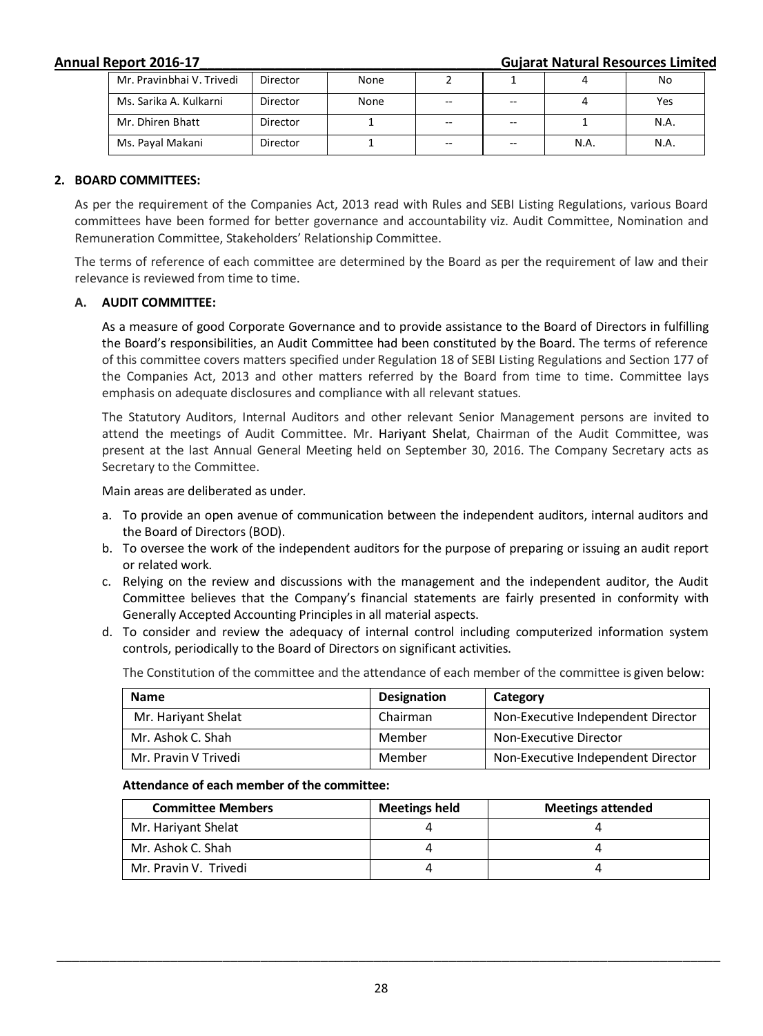| Mr. Pravinbhai V. Trivedi | Director | None | 2 | 1 | 4 | No |
|---|---|---|---|---|---|---|
| Ms. Sarika A. Kulkarni | Director | None | -- | -- | 4 | Yes |
| Mr. Dhiren Bhatt | Director | 1 | -- | -- | 1 | N.A. |
| Ms. Payal Makani | Director | 1 | -- | -- | N.A. | N.A. |

## 2. BOARD COMMITTEES:

As per the requirement of the Companies Act, 2013 read with Rules and SEBI Listing Regulations, various Board committees have been formed for better governance and accountability viz. Audit Committee, Nomination and Remuneration Committee, Stakeholders' Relationship Committee.

The terms of reference of each committee are determined by the Board as per the requirement of law and their relevance is reviewed from time to time.

### A. AUDIT COMMITTEE:

As a measure of good Corporate Governance and to provide assistance to the Board of Directors in fulfilling the Board's responsibilities, an Audit Committee had been constituted by the Board. The terms of reference of this committee covers matters specified under Regulation 18 of SEBI Listing Regulations and Section 177 of the Companies Act, 2013 and other matters referred by the Board from time to time. Committee lays emphasis on adequate disclosures and compliance with all relevant statues.

The Statutory Auditors, Internal Auditors and other relevant Senior Management persons are invited to attend the meetings of Audit Committee. Mr. Hariyant Shelat, Chairman of the Audit Committee, was present at the last Annual General Meeting held on September 30, 2016. The Company Secretary acts as Secretary to the Committee.

Main areas are deliberated as under.

a. To provide an open avenue of communication between the independent auditors, internal auditors and the Board of Directors (BOD).
b. To oversee the work of the independent auditors for the purpose of preparing or issuing an audit report or related work.
c. Relying on the review and discussions with the management and the independent auditor, the Audit Committee believes that the Company's financial statements are fairly presented in conformity with Generally Accepted Accounting Principles in all material aspects.
d. To consider and review the adequacy of internal control including computerized information system controls, periodically to the Board of Directors on significant activities.

The Constitution of the committee and the attendance of each member of the committee is given below:

| Name | Designation | Category |
|---|---|---|
| Mr. Hariyant Shelat | Chairman | Non-Executive Independent Director |
| Mr. Ashok C. Shah | Member | Non-Executive Director |
| Mr. Pravin V Trivedi | Member | Non-Executive Independent Director |

**Attendance of each member of the committee:**

| Committee Members | Meetings held | Meetings attended |
|---|---|---|
| Mr. Hariyant Shelat | 4 | 4 |
| Mr. Ashok C. Shah | 4 | 4 |
| Mr. Pravin V. Trivedi | 4 | 4 |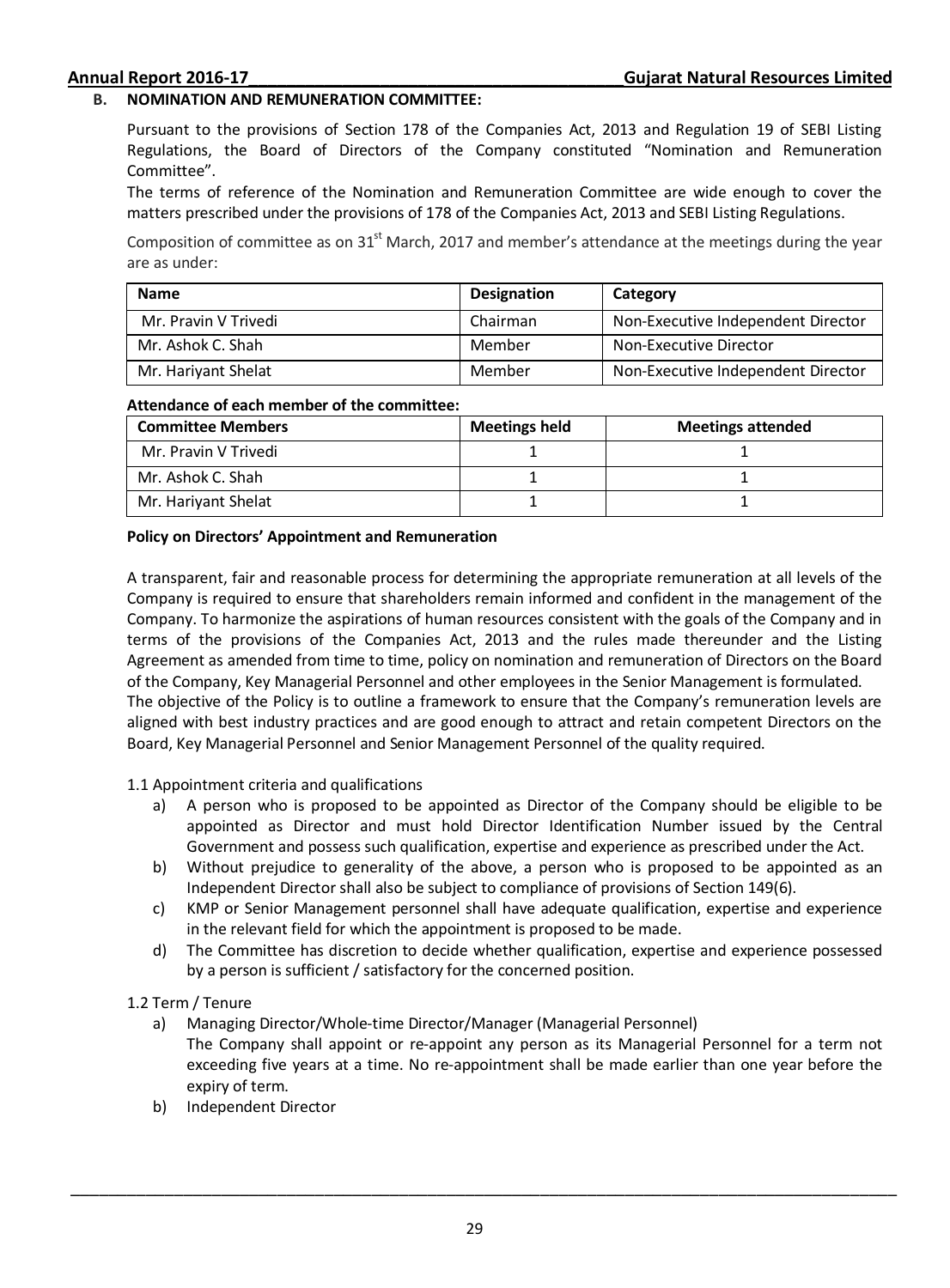## B. NOMINATION AND REMUNERATION COMMITTEE:

Pursuant to the provisions of Section 178 of the Companies Act, 2013 and Regulation 19 of SEBI Listing Regulations, the Board of Directors of the Company constituted "Nomination and Remuneration Committee".

The terms of reference of the Nomination and Remuneration Committee are wide enough to cover the matters prescribed under the provisions of 178 of the Companies Act, 2013 and SEBI Listing Regulations.

Composition of committee as on 31st March, 2017 and member's attendance at the meetings during the year are as under:

| Name | Designation | Category |
| --- | --- | --- |
| Mr. Pravin V Trivedi | Chairman | Non-Executive Independent Director |
| Mr. Ashok C. Shah | Member | Non-Executive Director |
| Mr. Hariyant Shelat | Member | Non-Executive Independent Director |

**Attendance of each member of the committee:**

| Committee Members | Meetings held | Meetings attended |
| --- | --- | --- |
| Mr. Pravin V Trivedi | 1 | 1 |
| Mr. Ashok C. Shah | 1 | 1 |
| Mr. Hariyant Shelat | 1 | 1 |

**Policy on Directors' Appointment and Remuneration**

A transparent, fair and reasonable process for determining the appropriate remuneration at all levels of the Company is required to ensure that shareholders remain informed and confident in the management of the Company. To harmonize the aspirations of human resources consistent with the goals of the Company and in terms of the provisions of the Companies Act, 2013 and the rules made thereunder and the Listing Agreement as amended from time to time, policy on nomination and remuneration of Directors on the Board of the Company, Key Managerial Personnel and other employees in the Senior Management is formulated.

The objective of the Policy is to outline a framework to ensure that the Company's remuneration levels are aligned with best industry practices and are good enough to attract and retain competent Directors on the Board, Key Managerial Personnel and Senior Management Personnel of the quality required.

1.1 Appointment criteria and qualifications

a) A person who is proposed to be appointed as Director of the Company should be eligible to be appointed as Director and must hold Director Identification Number issued by the Central Government and possess such qualification, expertise and experience as prescribed under the Act.

b) Without prejudice to generality of the above, a person who is proposed to be appointed as an Independent Director shall also be subject to compliance of provisions of Section 149(6).

c) KMP or Senior Management personnel shall have adequate qualification, expertise and experience in the relevant field for which the appointment is proposed to be made.

d) The Committee has discretion to decide whether qualification, expertise and experience possessed by a person is sufficient / satisfactory for the concerned position.

1.2 Term / Tenure

a) Managing Director/Whole-time Director/Manager (Managerial Personnel)
The Company shall appoint or re-appoint any person as its Managerial Personnel for a term not exceeding five years at a time. No re-appointment shall be made earlier than one year before the expiry of term.

b) Independent Director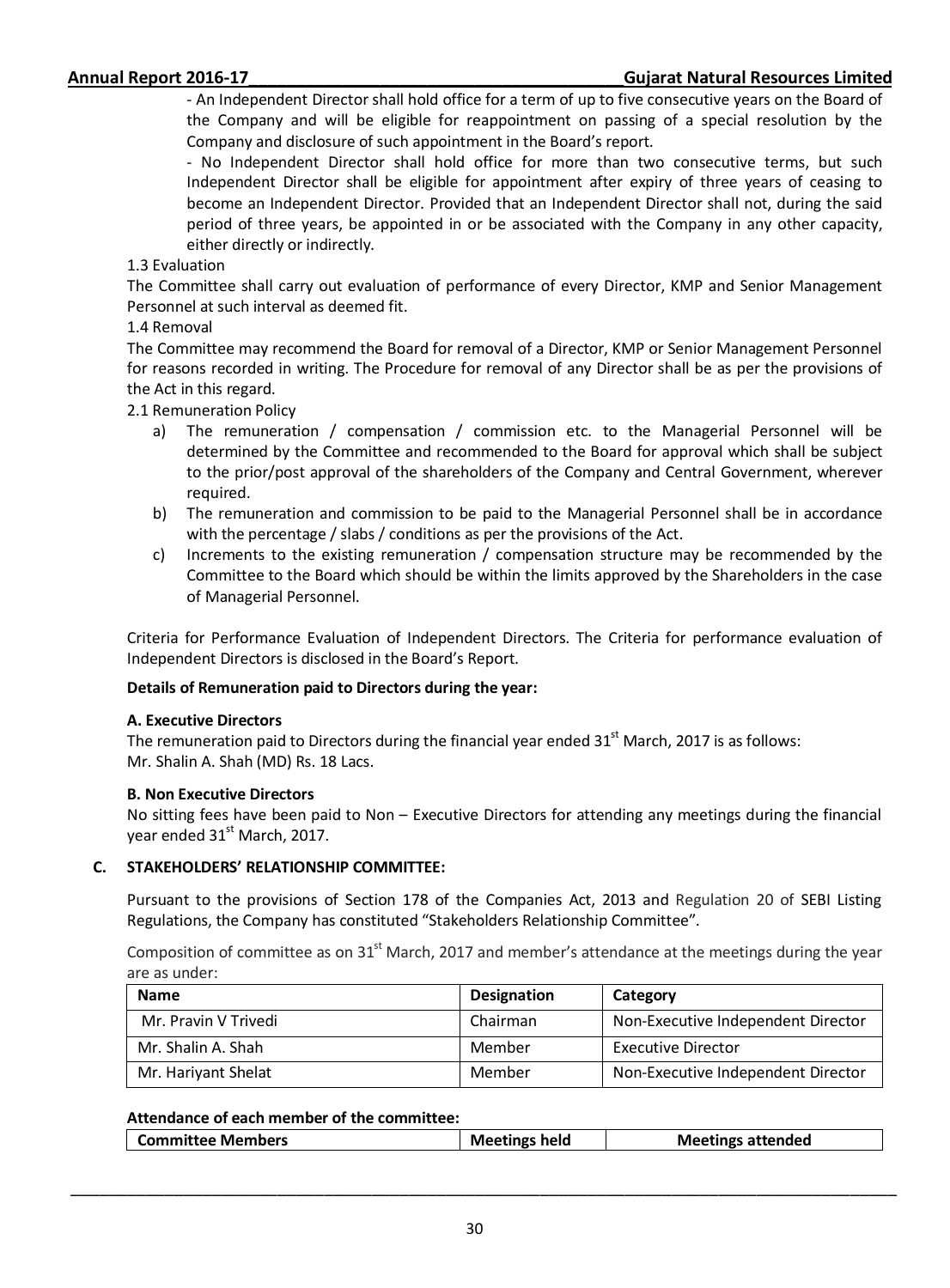- An Independent Director shall hold office for a term of up to five consecutive years on the Board of the Company and will be eligible for reappointment on passing of a special resolution by the Company and disclosure of such appointment in the Board's report.

- No Independent Director shall hold office for more than two consecutive terms, but such Independent Director shall be eligible for appointment after expiry of three years of ceasing to become an Independent Director. Provided that an Independent Director shall not, during the said period of three years, be appointed in or be associated with the Company in any other capacity, either directly or indirectly.

1.3 Evaluation

The Committee shall carry out evaluation of performance of every Director, KMP and Senior Management Personnel at such interval as deemed fit.

1.4 Removal

The Committee may recommend the Board for removal of a Director, KMP or Senior Management Personnel for reasons recorded in writing. The Procedure for removal of any Director shall be as per the provisions of the Act in this regard.

2.1 Remuneration Policy

a) The remuneration / compensation / commission etc. to the Managerial Personnel will be determined by the Committee and recommended to the Board for approval which shall be subject to the prior/post approval of the shareholders of the Company and Central Government, wherever required.
b) The remuneration and commission to be paid to the Managerial Personnel shall be in accordance with the percentage / slabs / conditions as per the provisions of the Act.
c) Increments to the existing remuneration / compensation structure may be recommended by the Committee to the Board which should be within the limits approved by the Shareholders in the case of Managerial Personnel.

Criteria for Performance Evaluation of Independent Directors. The Criteria for performance evaluation of Independent Directors is disclosed in the Board's Report.

**Details of Remuneration paid to Directors during the year:**

**A. Executive Directors**

The remuneration paid to Directors during the financial year ended 31st March, 2017 is as follows:
Mr. Shalin A. Shah (MD) Rs. 18 Lacs.

**B. Non Executive Directors**

No sitting fees have been paid to Non – Executive Directors for attending any meetings during the financial year ended 31st March, 2017.

## C. STAKEHOLDERS' RELATIONSHIP COMMITTEE:

Pursuant to the provisions of Section 178 of the Companies Act, 2013 and Regulation 20 of SEBI Listing Regulations, the Company has constituted "Stakeholders Relationship Committee".

Composition of committee as on 31st March, 2017 and member's attendance at the meetings during the year are as under:

| Name | Designation | Category |
|---|---|---|
| Mr. Pravin V Trivedi | Chairman | Non-Executive Independent Director |
| Mr. Shalin A. Shah | Member | Executive Director |
| Mr. Hariyant Shelat | Member | Non-Executive Independent Director |

**Attendance of each member of the committee:**

| Committee Members | Meetings held | Meetings attended |
|---|---|---|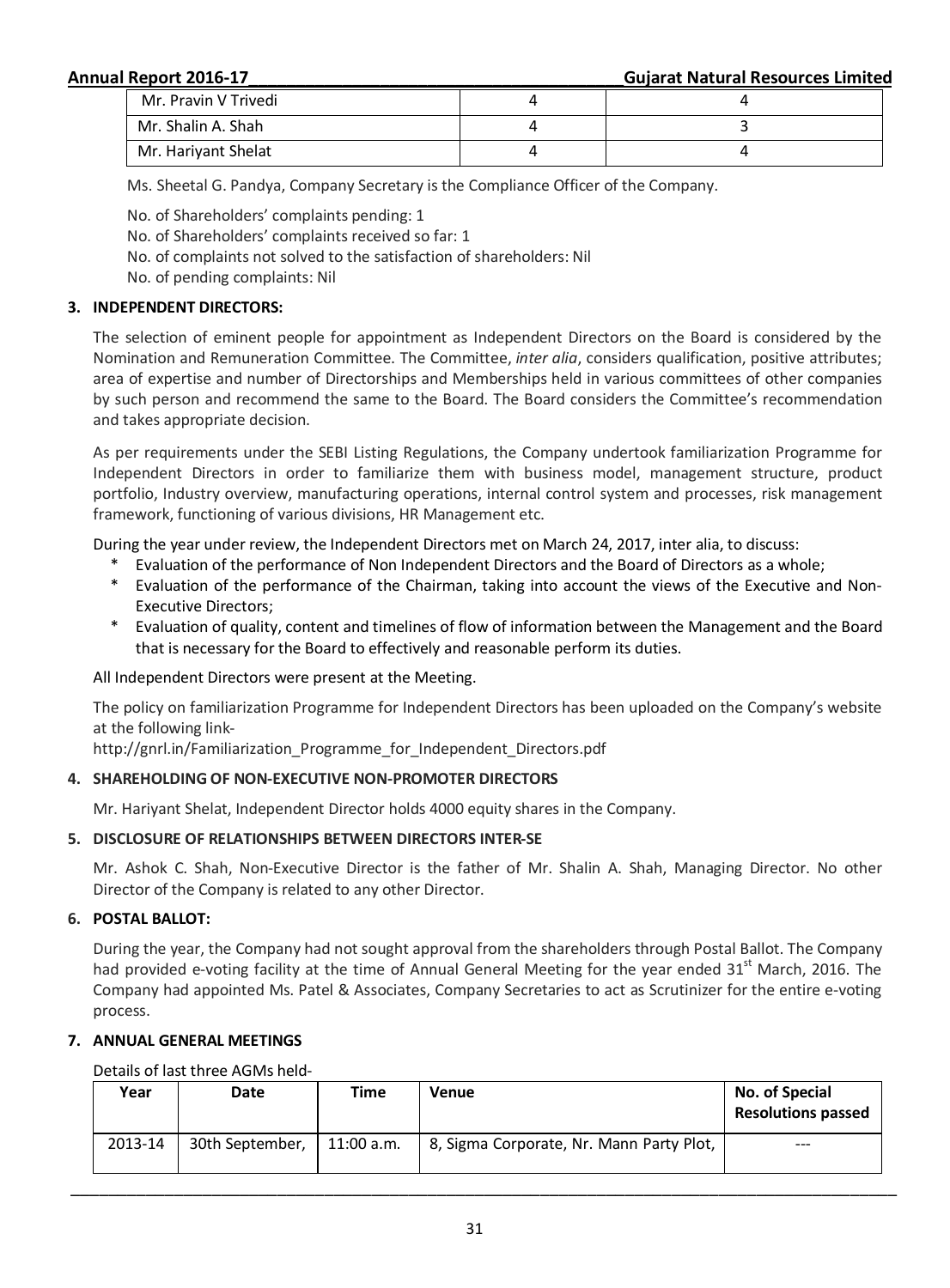| Mr. Pravin V Trivedi | 4 | 4 |
|---|---|---|
| Mr. Shalin A. Shah | 4 | 3 |
| Mr. Hariyant Shelat | 4 | 4 |

Ms. Sheetal G. Pandya, Company Secretary is the Compliance Officer of the Company.

No. of Shareholders' complaints pending: 1

No. of Shareholders' complaints received so far: 1

No. of complaints not solved to the satisfaction of shareholders: Nil

No. of pending complaints: Nil

**3. INDEPENDENT DIRECTORS:**

The selection of eminent people for appointment as Independent Directors on the Board is considered by the Nomination and Remuneration Committee. The Committee, *inter alia*, considers qualification, positive attributes; area of expertise and number of Directorships and Memberships held in various committees of other companies by such person and recommend the same to the Board. The Board considers the Committee's recommendation and takes appropriate decision.

As per requirements under the SEBI Listing Regulations, the Company undertook familiarization Programme for Independent Directors in order to familiarize them with business model, management structure, product portfolio, Industry overview, manufacturing operations, internal control system and processes, risk management framework, functioning of various divisions, HR Management etc.

During the year under review, the Independent Directors met on March 24, 2017, inter alia, to discuss:

* Evaluation of the performance of Non Independent Directors and the Board of Directors as a whole;
* Evaluation of the performance of the Chairman, taking into account the views of the Executive and Non-Executive Directors;
* Evaluation of quality, content and timelines of flow of information between the Management and the Board that is necessary for the Board to effectively and reasonable perform its duties.

All Independent Directors were present at the Meeting.

The policy on familiarization Programme for Independent Directors has been uploaded on the Company's website at the following link-
http://gnrl.in/Familiarization_Programme_for_Independent_Directors.pdf

**4. SHAREHOLDING OF NON-EXECUTIVE NON-PROMOTER DIRECTORS**

Mr. Hariyant Shelat, Independent Director holds 4000 equity shares in the Company.

**5. DISCLOSURE OF RELATIONSHIPS BETWEEN DIRECTORS INTER-SE**

Mr. Ashok C. Shah, Non-Executive Director is the father of Mr. Shalin A. Shah, Managing Director. No other Director of the Company is related to any other Director.

**6. POSTAL BALLOT:**

During the year, the Company had not sought approval from the shareholders through Postal Ballot. The Company had provided e-voting facility at the time of Annual General Meeting for the year ended 31st March, 2016. The Company had appointed Ms. Patel & Associates, Company Secretaries to act as Scrutinizer for the entire e-voting process.

**7. ANNUAL GENERAL MEETINGS**

Details of last three AGMs held-

| Year | Date | Time | Venue | No. of Special Resolutions passed |
|---|---|---|---|---|
| 2013-14 | 30th September, | 11:00 a.m. | 8, Sigma Corporate, Nr. Mann Party Plot, | --- |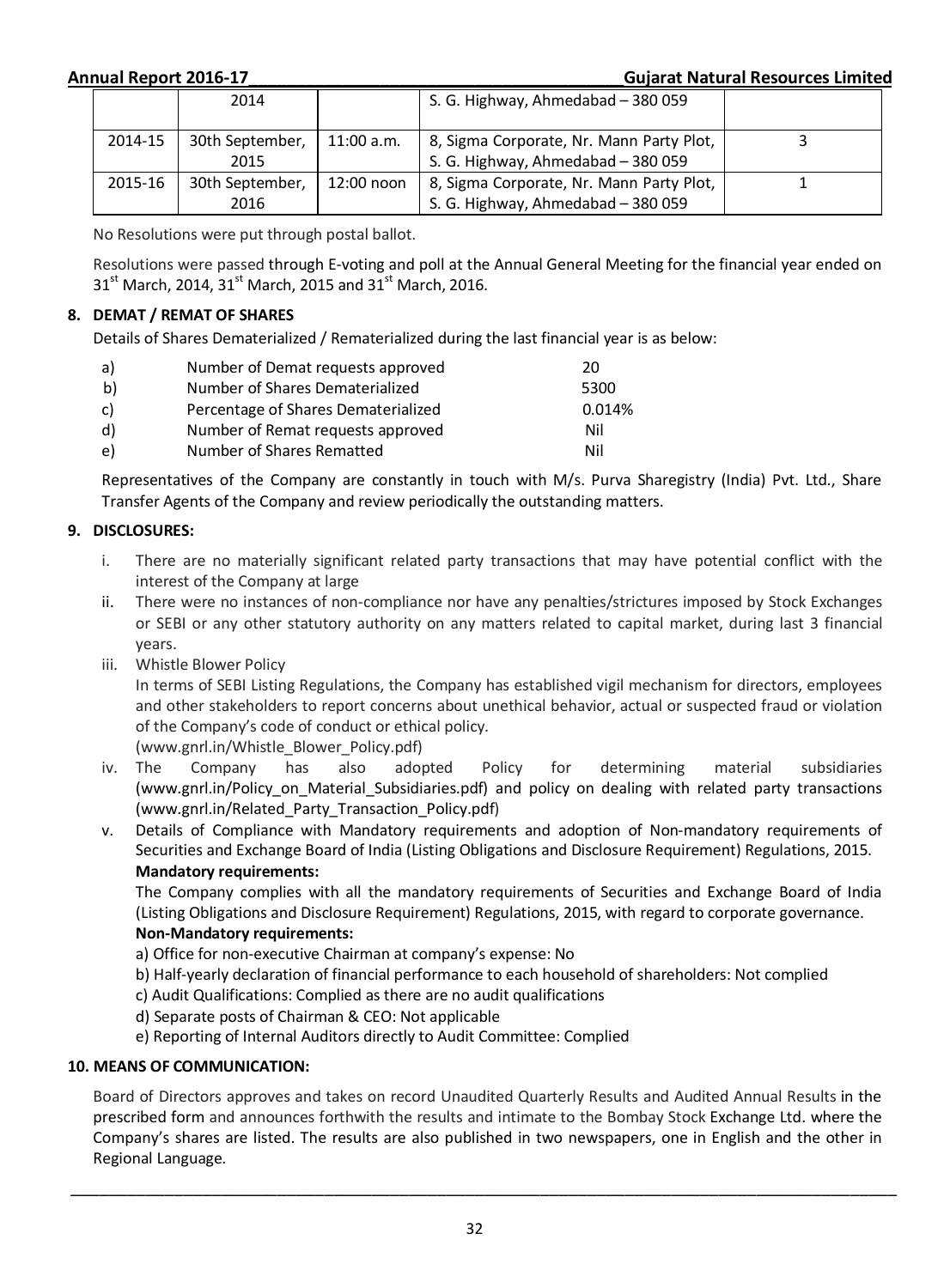|  | 2014 |  | S. G. Highway, Ahmedabad – 380 059 |  |
| --- | --- | --- | --- | --- |
| 2014-15 | 30th September, 2015 | 11:00 a.m. | 8, Sigma Corporate, Nr. Mann Party Plot, S. G. Highway, Ahmedabad – 380 059 | 3 |
| 2015-16 | 30th September, 2016 | 12:00 noon | 8, Sigma Corporate, Nr. Mann Party Plot, S. G. Highway, Ahmedabad – 380 059 | 1 |

No Resolutions were put through postal ballot.

Resolutions were passed through E-voting and poll at the Annual General Meeting for the financial year ended on 31st March, 2014, 31st March, 2015 and 31st March, 2016.

## 8. DEMAT / REMAT OF SHARES

Details of Shares Dematerialized / Rematerialized during the last financial year is as below:

| a) | Number of Demat requests approved | 20 |
| --- | --- | --- |
| b) | Number of Shares Dematerialized | 5300 |
| c) | Percentage of Shares Dematerialized | 0.014% |
| d) | Number of Remat requests approved | Nil |
| e) | Number of Shares Rematted | Nil |

Representatives of the Company are constantly in touch with M/s. Purva Sharegistry (India) Pvt. Ltd., Share Transfer Agents of the Company and review periodically the outstanding matters.

## 9. DISCLOSURES:

i. There are no materially significant related party transactions that may have potential conflict with the interest of the Company at large

ii. There were no instances of non-compliance nor have any penalties/strictures imposed by Stock Exchanges or SEBI or any other statutory authority on any matters related to capital market, during last 3 financial years.

iii. Whistle Blower Policy

In terms of SEBI Listing Regulations, the Company has established vigil mechanism for directors, employees and other stakeholders to report concerns about unethical behavior, actual or suspected fraud or violation of the Company's code of conduct or ethical policy.

(www.gnrl.in/Whistle_Blower_Policy.pdf)

iv. The Company has also adopted Policy for determining material subsidiaries (www.gnrl.in/Policy_on_Material_Subsidiaries.pdf) and policy on dealing with related party transactions (www.gnrl.in/Related_Party_Transaction_Policy.pdf)

v. Details of Compliance with Mandatory requirements and adoption of Non-mandatory requirements of Securities and Exchange Board of India (Listing Obligations and Disclosure Requirement) Regulations, 2015.

**Mandatory requirements:**

The Company complies with all the mandatory requirements of Securities and Exchange Board of India (Listing Obligations and Disclosure Requirement) Regulations, 2015, with regard to corporate governance.

**Non-Mandatory requirements:**

a) Office for non-executive Chairman at company's expense: No

b) Half-yearly declaration of financial performance to each household of shareholders: Not complied

c) Audit Qualifications: Complied as there are no audit qualifications

d) Separate posts of Chairman & CEO: Not applicable

e) Reporting of Internal Auditors directly to Audit Committee: Complied

## 10. MEANS OF COMMUNICATION:

Board of Directors approves and takes on record Unaudited Quarterly Results and Audited Annual Results in the prescribed form and announces forthwith the results and intimate to the Bombay Stock Exchange Ltd. where the Company's shares are listed. The results are also published in two newspapers, one in English and the other in Regional Language.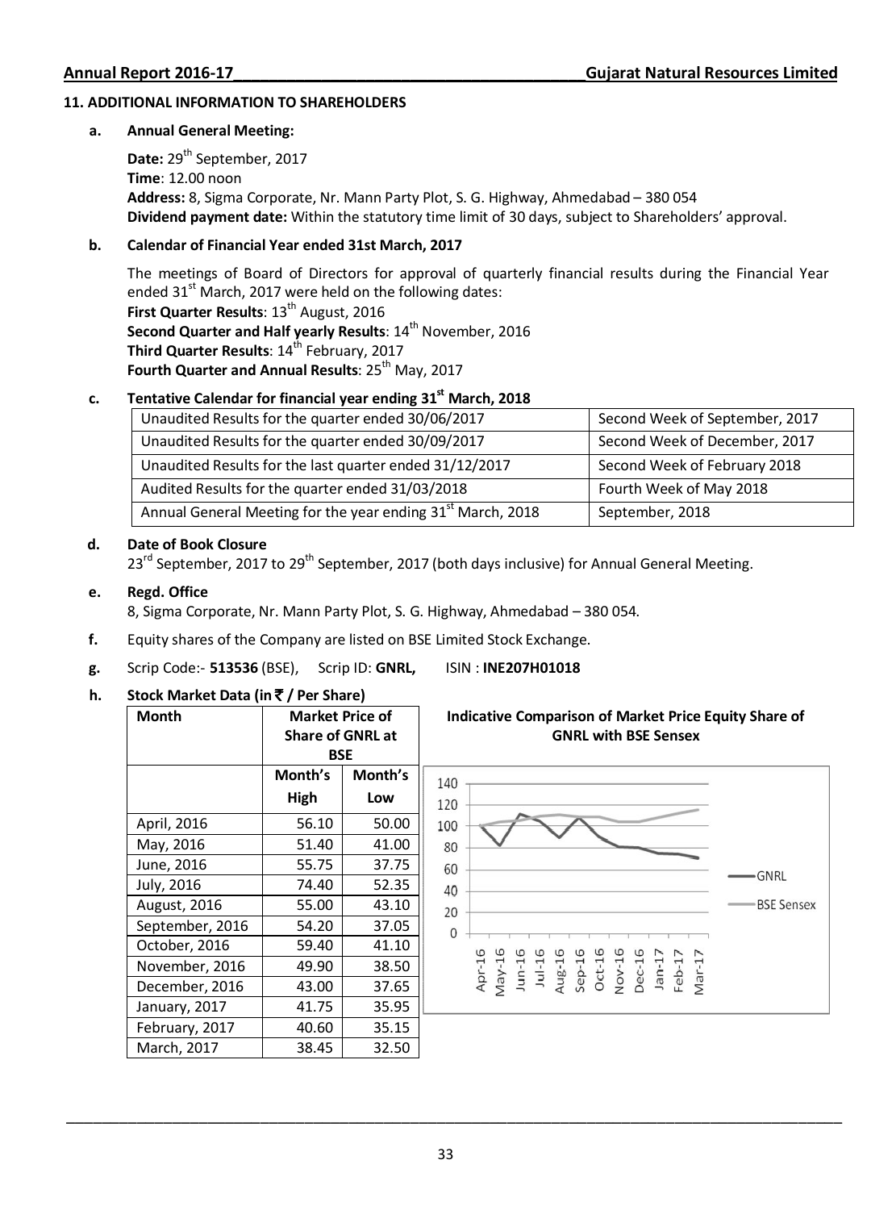## 11. ADDITIONAL INFORMATION TO SHAREHOLDERS

### a. Annual General Meeting:

**Date:** 29th September, 2017
**Time**: 12.00 noon
**Address:** 8, Sigma Corporate, Nr. Mann Party Plot, S. G. Highway, Ahmedabad – 380 054
**Dividend payment date:** Within the statutory time limit of 30 days, subject to Shareholders' approval.

### b. Calendar of Financial Year ended 31st March, 2017

The meetings of Board of Directors for approval of quarterly financial results during the Financial Year ended 31st March, 2017 were held on the following dates:
**First Quarter Results**: 13th August, 2016
**Second Quarter and Half yearly Results**: 14th November, 2016
**Third Quarter Results**: 14th February, 2017
**Fourth Quarter and Annual Results**: 25th May, 2017

### c. Tentative Calendar for financial year ending 31st March, 2018

| | |
|---|---|
| Unaudited Results for the quarter ended 30/06/2017 | Second Week of September, 2017 |
| Unaudited Results for the quarter ended 30/09/2017 | Second Week of December, 2017 |
| Unaudited Results for the last quarter ended 31/12/2017 | Second Week of February 2018 |
| Audited Results for the quarter ended 31/03/2018 | Fourth Week of May 2018 |
| Annual General Meeting for the year ending 31st March, 2018 | September, 2018 |

### d. Date of Book Closure

23rd September, 2017 to 29th September, 2017 (both days inclusive) for Annual General Meeting.

### e. Regd. Office

8, Sigma Corporate, Nr. Mann Party Plot, S. G. Highway, Ahmedabad – 380 054.

**f.** Equity shares of the Company are listed on BSE Limited Stock Exchange.

**g.** Scrip Code:- **513536** (BSE), Scrip ID: **GNRL,** ISIN : **INE207H01018**

### h. Stock Market Data (in ₹ / Per Share)

| Month | Market Price of Share of GNRL at BSE | |
|---|---|---|
| | Month's High | Month's Low |
| April, 2016 | 56.10 | 50.00 |
| May, 2016 | 51.40 | 41.00 |
| June, 2016 | 55.75 | 37.75 |
| July, 2016 | 74.40 | 52.35 |
| August, 2016 | 55.00 | 43.10 |
| September, 2016 | 54.20 | 37.05 |
| October, 2016 | 59.40 | 41.10 |
| November, 2016 | 49.90 | 38.50 |
| December, 2016 | 43.00 | 37.65 |
| January, 2017 | 41.75 | 35.95 |
| February, 2017 | 40.60 | 35.15 |
| March, 2017 | 38.45 | 32.50 |

**Indicative Comparison of Market Price Equity Share of GNRL with BSE Sensex**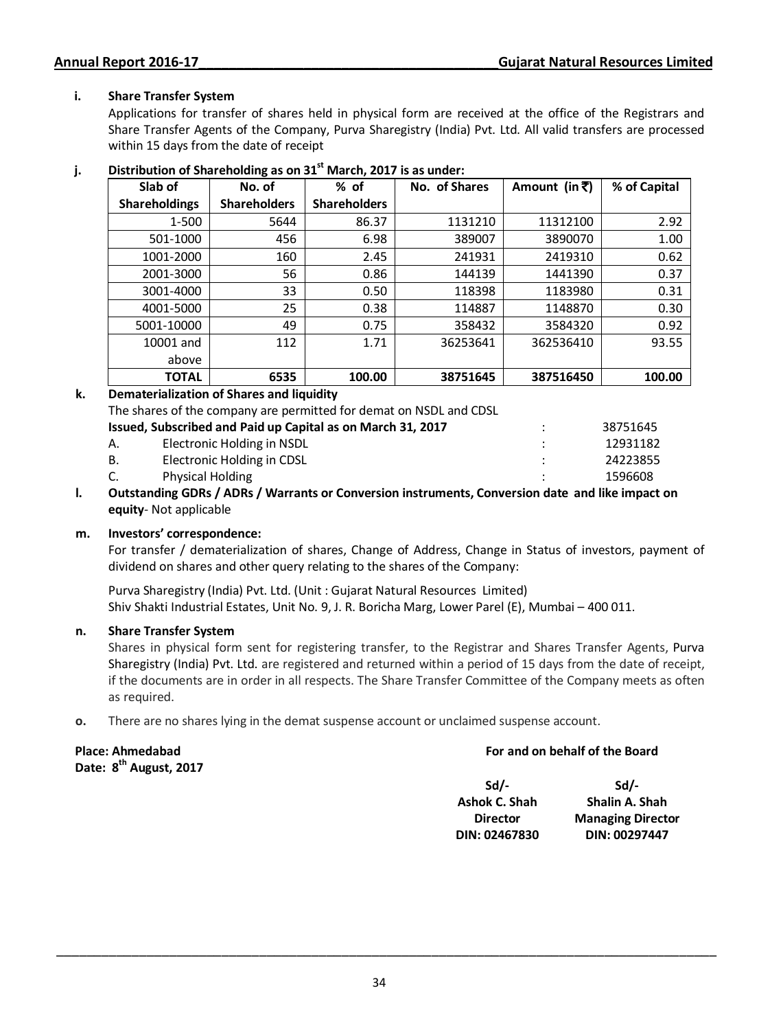**i. Share Transfer System**

Applications for transfer of shares held in physical form are received at the office of the Registrars and Share Transfer Agents of the Company, Purva Sharegistry (India) Pvt. Ltd. All valid transfers are processed within 15 days from the date of receipt

**j. Distribution of Shareholding as on 31st March, 2017 is as under:**

| Slab of Shareholdings | No. of Shareholders | % of Shareholders | No. of Shares | Amount (in ₹) | % of Capital |
|---|---|---|---|---|---|
| 1-500 | 5644 | 86.37 | 1131210 | 11312100 | 2.92 |
| 501-1000 | 456 | 6.98 | 389007 | 3890070 | 1.00 |
| 1001-2000 | 160 | 2.45 | 241931 | 2419310 | 0.62 |
| 2001-3000 | 56 | 0.86 | 144139 | 1441390 | 0.37 |
| 3001-4000 | 33 | 0.50 | 118398 | 1183980 | 0.31 |
| 4001-5000 | 25 | 0.38 | 114887 | 1148870 | 0.30 |
| 5001-10000 | 49 | 0.75 | 358432 | 3584320 | 0.92 |
| 10001 and above | 112 | 1.71 | 36253641 | 362536410 | 93.55 |
| **TOTAL** | **6535** | **100.00** | **38751645** | **387516450** | **100.00** |

**k. Dematerialization of Shares and liquidity**

The shares of the company are permitted for demat on NSDL and CDSL

| | | | |
|---|---|---|---|
| **Issued, Subscribed and Paid up Capital as on March 31, 2017** | | : | 38751645 |
| A. | Electronic Holding in NSDL | : | 12931182 |
| B. | Electronic Holding in CDSL | : | 24223855 |
| C. | Physical Holding | : | 1596608 |

**l. Outstanding GDRs / ADRs / Warrants or Conversion instruments, Conversion date and like impact on equity**- Not applicable

**m. Investors' correspondence:**

For transfer / dematerialization of shares, Change of Address, Change in Status of investors, payment of dividend on shares and other query relating to the shares of the Company:

Purva Sharegistry (India) Pvt. Ltd. (Unit : Gujarat Natural Resources Limited)
Shiv Shakti Industrial Estates, Unit No. 9, J. R. Boricha Marg, Lower Parel (E), Mumbai – 400 011.

**n. Share Transfer System**

Shares in physical form sent for registering transfer, to the Registrar and Shares Transfer Agents, Purva Sharegistry (India) Pvt. Ltd. are registered and returned within a period of 15 days from the date of receipt, if the documents are in order in all respects. The Share Transfer Committee of the Company meets as often as required.

**o.** There are no shares lying in the demat suspense account or unclaimed suspense account.

**Place: Ahmedabad**
**Date: 8th August, 2017**

**For and on behalf of the Board**

| Sd/- | Sd/- |
|---|---|
| **Ashok C. Shah** | **Shalin A. Shah** |
| **Director** | **Managing Director** |
| **DIN: 02467830** | **DIN: 00297447** |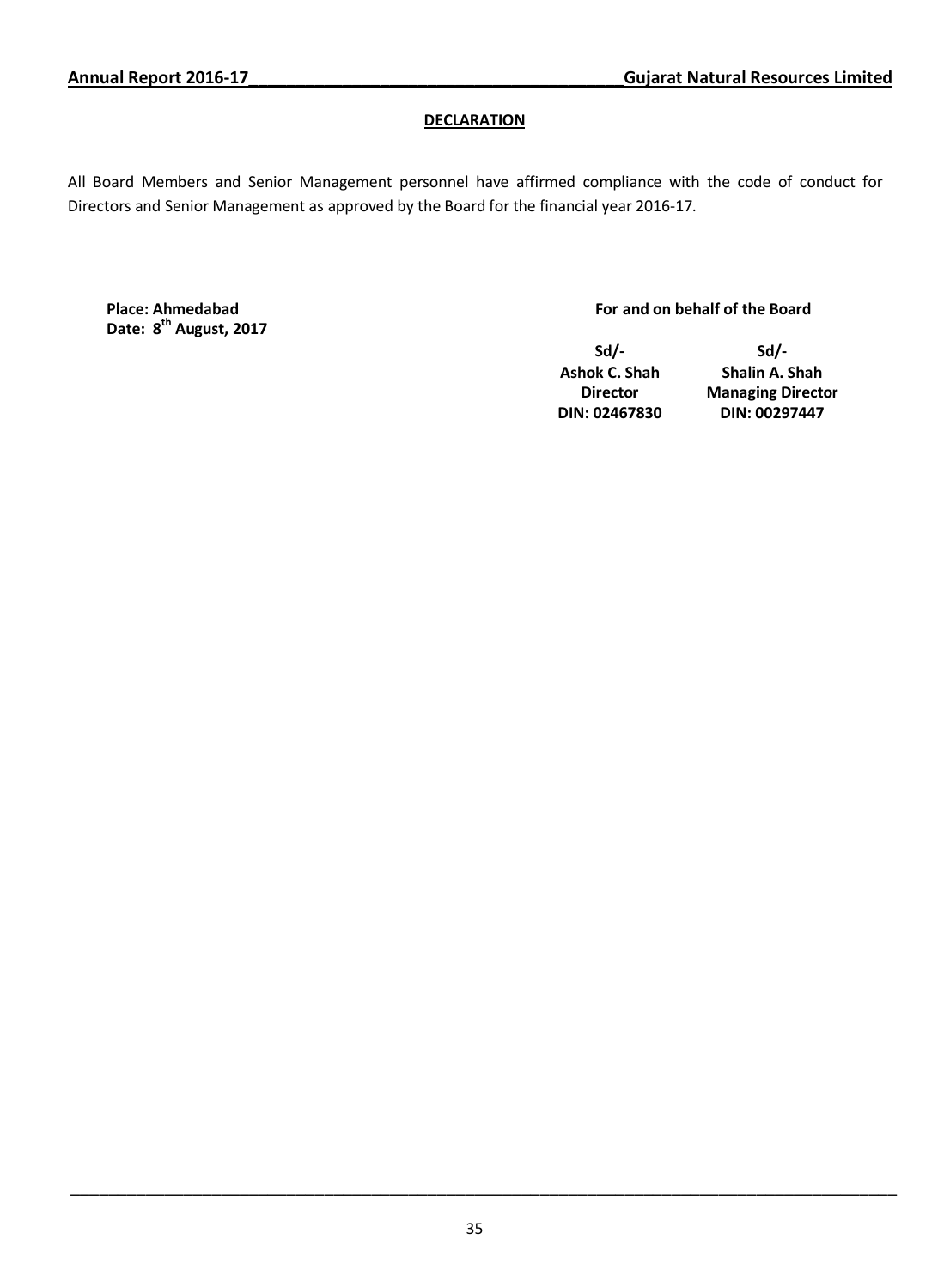## DECLARATION

All Board Members and Senior Management personnel have affirmed compliance with the code of conduct for Directors and Senior Management as approved by the Board for the financial year 2016-17.

**Place: Ahmedabad**
**Date: 8th August, 2017**

**For and on behalf of the Board**

| Sd/- | Sd/- |
|---|---|
| **Ashok C. Shah** | **Shalin A. Shah** |
| **Director** | **Managing Director** |
| **DIN: 02467830** | **DIN: 00297447** |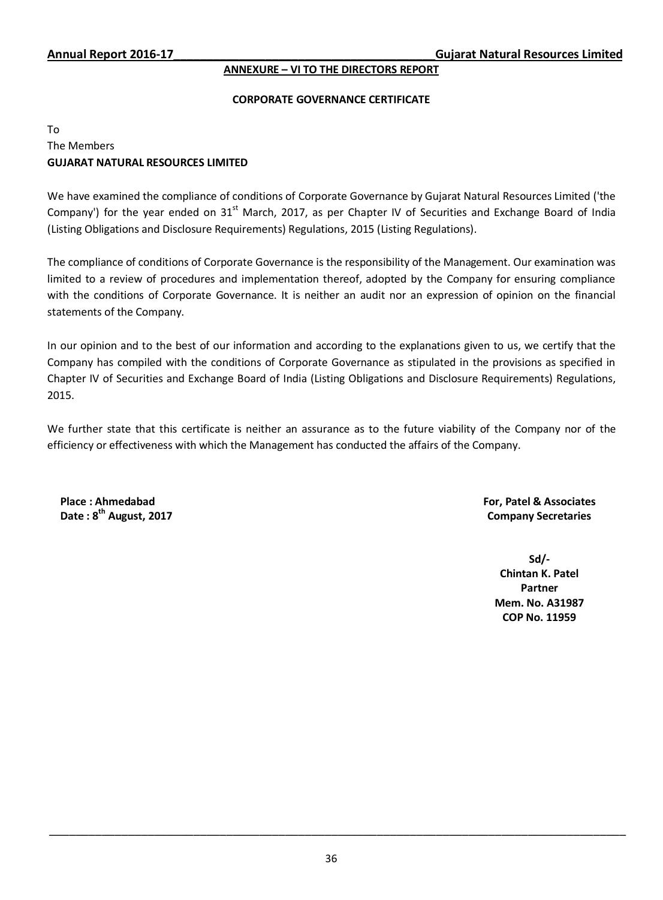## ANNEXURE – VI TO THE DIRECTORS REPORT

### CORPORATE GOVERNANCE CERTIFICATE

To
The Members
**GUJARAT NATURAL RESOURCES LIMITED**

We have examined the compliance of conditions of Corporate Governance by Gujarat Natural Resources Limited ('the Company') for the year ended on 31st March, 2017, as per Chapter IV of Securities and Exchange Board of India (Listing Obligations and Disclosure Requirements) Regulations, 2015 (Listing Regulations).

The compliance of conditions of Corporate Governance is the responsibility of the Management. Our examination was limited to a review of procedures and implementation thereof, adopted by the Company for ensuring compliance with the conditions of Corporate Governance. It is neither an audit nor an expression of opinion on the financial statements of the Company.

In our opinion and to the best of our information and according to the explanations given to us, we certify that the Company has compiled with the conditions of Corporate Governance as stipulated in the provisions as specified in Chapter IV of Securities and Exchange Board of India (Listing Obligations and Disclosure Requirements) Regulations, 2015.

We further state that this certificate is neither an assurance as to the future viability of the Company nor of the efficiency or effectiveness with which the Management has conducted the affairs of the Company.

**Place : Ahmedabad**
**Date : 8th August, 2017**

**For, Patel & Associates**
**Company Secretaries**

**Sd/-**
**Chintan K. Patel**
**Partner**
**Mem. No. A31987**
**COP No. 11959**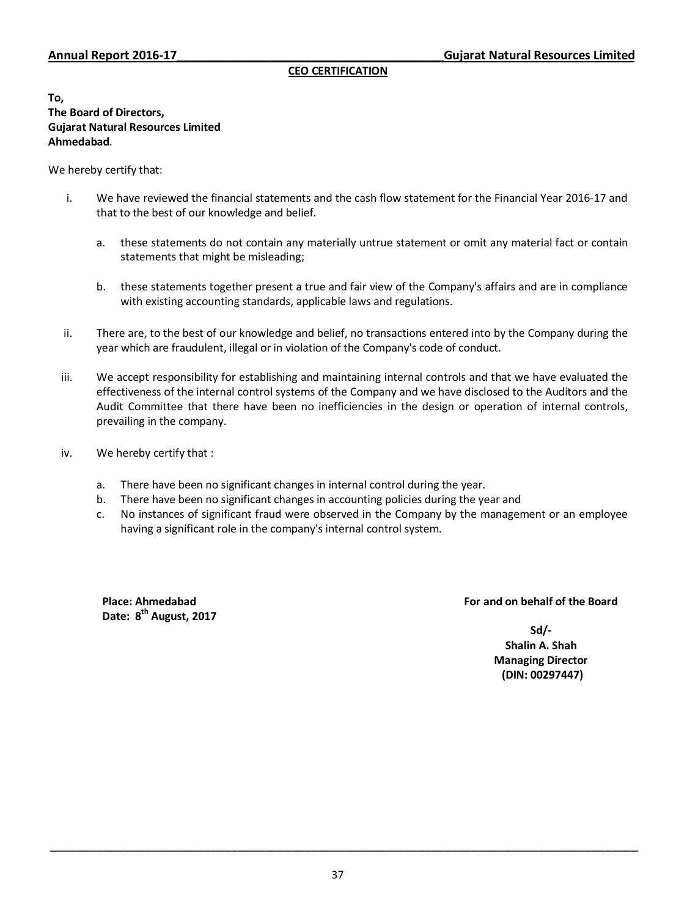## CEO CERTIFICATION

**To,**
**The Board of Directors,**
**Gujarat Natural Resources Limited**
**Ahmedabad**.

We hereby certify that:

i. We have reviewed the financial statements and the cash flow statement for the Financial Year 2016-17 and that to the best of our knowledge and belief.

   a. these statements do not contain any materially untrue statement or omit any material fact or contain statements that might be misleading;

   b. these statements together present a true and fair view of the Company's affairs and are in compliance with existing accounting standards, applicable laws and regulations.

ii. There are, to the best of our knowledge and belief, no transactions entered into by the Company during the year which are fraudulent, illegal or in violation of the Company's code of conduct.

iii. We accept responsibility for establishing and maintaining internal controls and that we have evaluated the effectiveness of the internal control systems of the Company and we have disclosed to the Auditors and the Audit Committee that there have been no inefficiencies in the design or operation of internal controls, prevailing in the company.

iv. We hereby certify that :

   a. There have been no significant changes in internal control during the year.
   b. There have been no significant changes in accounting policies during the year and
   c. No instances of significant fraud were observed in the Company by the management or an employee having a significant role in the company's internal control system.

**Place: Ahmedabad**
**Date: 8th August, 2017**

**For and on behalf of the Board**

**Sd/-**
**Shalin A. Shah**
**Managing Director**
**(DIN: 00297447)**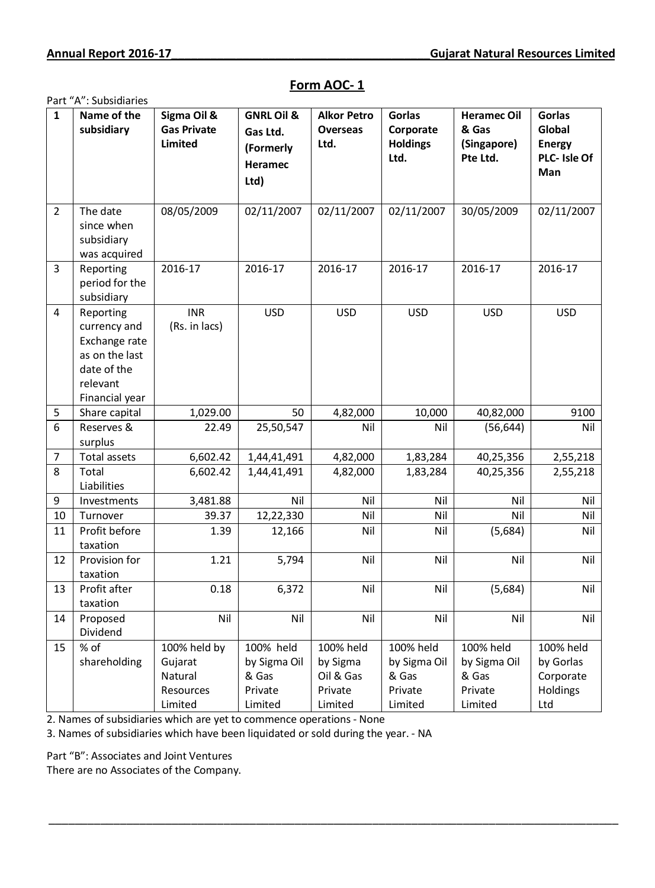## Form AOC- 1

Part "A": Subsidiaries

| 1 | Name of the subsidiary | Sigma Oil & Gas Private Limited | GNRL Oil & Gas Ltd. (Formerly Heramec Ltd) | Alkor Petro Overseas Ltd. | Gorlas Corporate Holdings Ltd. | Heramec Oil & Gas (Singapore) Pte Ltd. | Gorlas Global Energy PLC- Isle Of Man |
|---|---|---|---|---|---|---|---|
| 2 | The date since when subsidiary was acquired | 08/05/2009 | 02/11/2007 | 02/11/2007 | 02/11/2007 | 30/05/2009 | 02/11/2007 |
| 3 | Reporting period for the subsidiary | 2016-17 | 2016-17 | 2016-17 | 2016-17 | 2016-17 | 2016-17 |
| 4 | Reporting currency and Exchange rate as on the last date of the relevant Financial year | INR (Rs. in lacs) | USD | USD | USD | USD | USD |
| 5 | Share capital | 1,029.00 | 50 | 4,82,000 | 10,000 | 40,82,000 | 9100 |
| 6 | Reserves & surplus | 22.49 | 25,50,547 | Nil | Nil | (56,644) | Nil |
| 7 | Total assets | 6,602.42 | 1,44,41,491 | 4,82,000 | 1,83,284 | 40,25,356 | 2,55,218 |
| 8 | Total Liabilities | 6,602.42 | 1,44,41,491 | 4,82,000 | 1,83,284 | 40,25,356 | 2,55,218 |
| 9 | Investments | 3,481.88 | Nil | Nil | Nil | Nil | Nil |
| 10 | Turnover | 39.37 | 12,22,330 | Nil | Nil | Nil | Nil |
| 11 | Profit before taxation | 1.39 | 12,166 | Nil | Nil | (5,684) | Nil |
| 12 | Provision for taxation | 1.21 | 5,794 | Nil | Nil | Nil | Nil |
| 13 | Profit after taxation | 0.18 | 6,372 | Nil | Nil | (5,684) | Nil |
| 14 | Proposed Dividend | Nil | Nil | Nil | Nil | Nil | Nil |
| 15 | % of shareholding | 100% held by Gujarat Natural Resources Limited | 100% held by Sigma Oil & Gas Private Limited | 100% held by Sigma Oil & Gas Private Limited | 100% held by Sigma Oil & Gas Private Limited | 100% held by Sigma Oil & Gas Private Limited | 100% held by Gorlas Corporate Holdings Ltd |

2. Names of subsidiaries which are yet to commence operations - None

3. Names of subsidiaries which have been liquidated or sold during the year. - NA

Part "B": Associates and Joint Ventures

There are no Associates of the Company.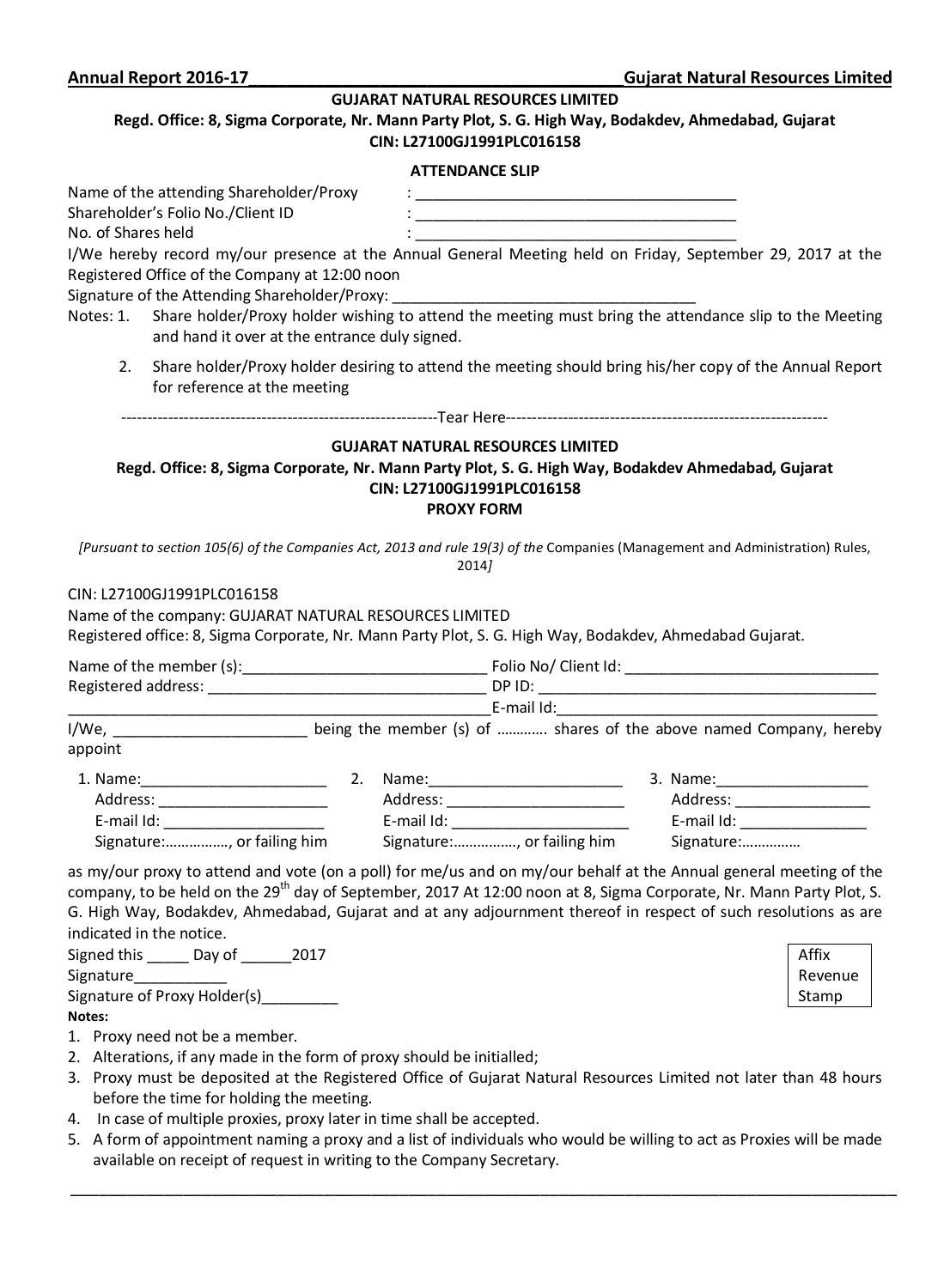**GUJARAT NATURAL RESOURCES LIMITED**

**Regd. Office: 8, Sigma Corporate, Nr. Mann Party Plot, S. G. High Way, Bodakdev, Ahmedabad, Gujarat**

**CIN: L27100GJ1991PLC016158**

**ATTENDANCE SLIP**

Name of the attending Shareholder/Proxy : ________________________________________

Shareholder's Folio No./Client ID : ________________________________________

No. of Shares held : ________________________________________

I/We hereby record my/our presence at the Annual General Meeting held on Friday, September 29, 2017 at the Registered Office of the Company at 12:00 noon

Signature of the Attending Shareholder/Proxy: ____________________________________

Notes:
1. Share holder/Proxy holder wishing to attend the meeting must bring the attendance slip to the Meeting and hand it over at the entrance duly signed.
2. Share holder/Proxy holder desiring to attend the meeting should bring his/her copy of the Annual Report for reference at the meeting

------------------------------------------------------------Tear Here------------------------------------------------------------

**GUJARAT NATURAL RESOURCES LIMITED**

**Regd. Office: 8, Sigma Corporate, Nr. Mann Party Plot, S. G. High Way, Bodakdev Ahmedabad, Gujarat**

**CIN: L27100GJ1991PLC016158**

**PROXY FORM**

*[Pursuant to section 105(6) of the Companies Act, 2013 and rule 19(3) of the* Companies (Management and Administration) Rules, 2014*]*

CIN: L27100GJ1991PLC016158

Name of the company: GUJARAT NATURAL RESOURCES LIMITED

Registered office: 8, Sigma Corporate, Nr. Mann Party Plot, S. G. High Way, Bodakdev, Ahmedabad Gujarat.

Name of the member (s):_____________________________ Folio No/ Client Id: ______________________________

Registered address: _________________________________ DP ID: _________________________________________

_____________________________________________________E-mail Id:_______________________________________

I/We, _______________________ being the member (s) of …………. shares of the above named Company, hereby appoint

1. Name:______________________
   Address: ____________________
   E-mail Id: ___________________
   Signature:……………., or failing him
2. Name:_______________________
   Address: _____________________
   E-mail Id: _____________________
   Signature:……………., or failing him
3. Name:__________________
   Address: ________________
   E-mail Id: _______________
   Signature:……………

as my/our proxy to attend and vote (on a poll) for me/us and on my/our behalf at the Annual general meeting of the company, to be held on the 29th day of September, 2017 At 12:00 noon at 8, Sigma Corporate, Nr. Mann Party Plot, S. G. High Way, Bodakdev, Ahmedabad, Gujarat and at any adjournment thereof in respect of such resolutions as are indicated in the notice.

Signed this _____ Day of ______2017

Signature___________

Signature of Proxy Holder(s)_________

Affix Revenue Stamp

**Notes:**

1. Proxy need not be a member.
2. Alterations, if any made in the form of proxy should be initialled;
3. Proxy must be deposited at the Registered Office of Gujarat Natural Resources Limited not later than 48 hours before the time for holding the meeting.
4. In case of multiple proxies, proxy later in time shall be accepted.
5. A form of appointment naming a proxy and a list of individuals who would be willing to act as Proxies will be made available on receipt of request in writing to the Company Secretary.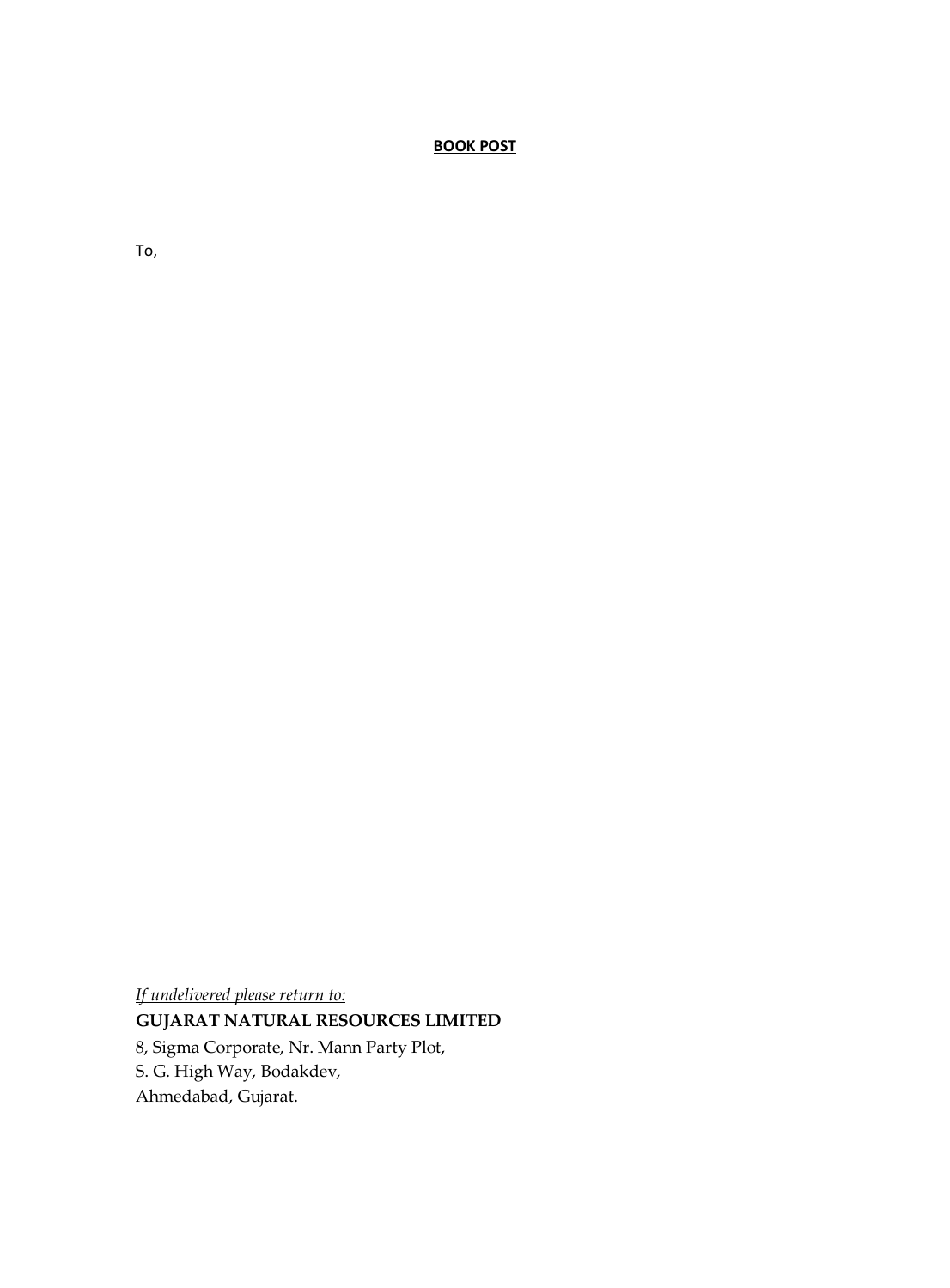**BOOK POST**

To,

*If undelivered please return to:*

**GUJARAT NATURAL RESOURCES LIMITED**

8, Sigma Corporate, Nr. Mann Party Plot,
S. G. High Way, Bodakdev,
Ahmedabad, Gujarat.